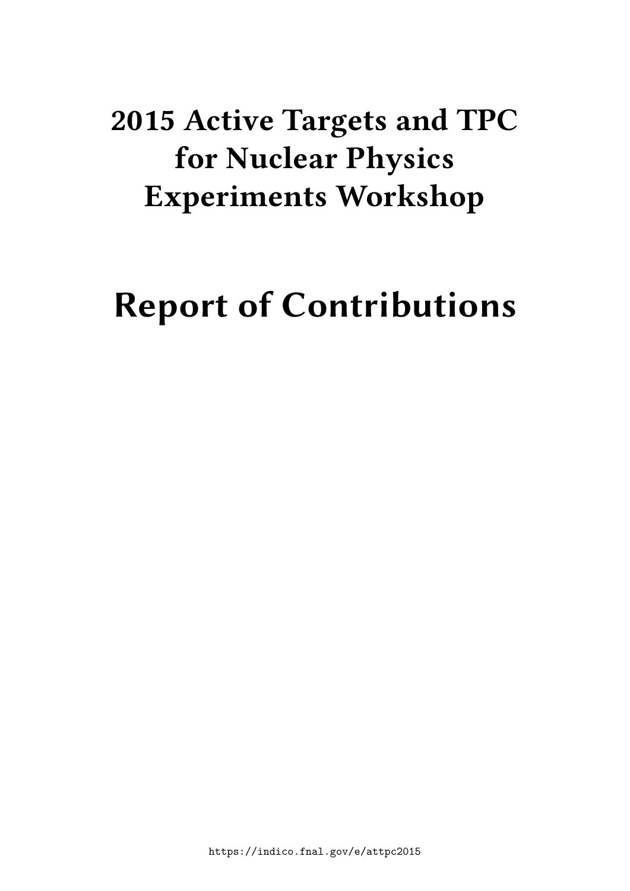# 2015 Active Targets and TPC for Nuclear Physics Experiments Workshop

# Report of Contributions

https://indico.fnal.gov/e/attpc2015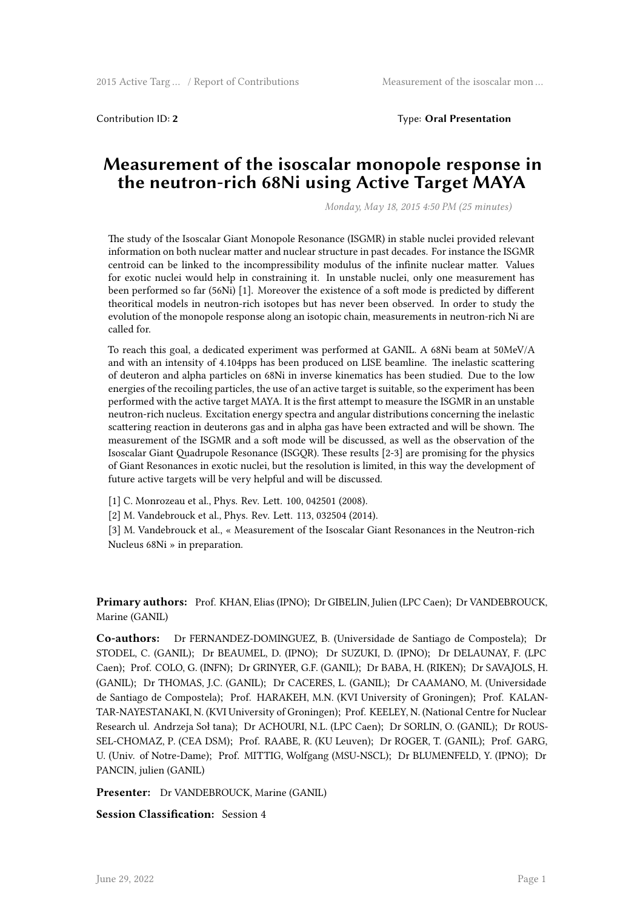Contribution ID: **2**

Type: **Oral Presentation**

# Measurement of the isoscalar monopole response in the neutron-rich 68Ni using Active Target MAYA

*Monday, May 18, 2015 4:50 PM (25 minutes)*

The study of the Isoscalar Giant Monopole Resonance (ISGMR) in stable nuclei provided relevant information on both nuclear matter and nuclear structure in past decades. For instance the ISGMR centroid can be linked to the incompressibility modulus of the infinite nuclear matter. Values for exotic nuclei would help in constraining it. In unstable nuclei, only one measurement has been performed so far (56Ni) [1]. Moreover the existence of a soft mode is predicted by different theoritical models in neutron-rich isotopes but has never been observed. In order to study the evolution of the monopole response along an isotopic chain, measurements in neutron-rich Ni are called for.

To reach this goal, a dedicated experiment was performed at GANIL. A 68Ni beam at 50MeV/A and with an intensity of 4.104pps has been produced on LISE beamline. The inelastic scattering of deuteron and alpha particles on 68Ni in inverse kinematics has been studied. Due to the low energies of the recoiling particles, the use of an active target is suitable, so the experiment has been performed with the active target MAYA. It is the first attempt to measure the ISGMR in an unstable neutron-rich nucleus. Excitation energy spectra and angular distributions concerning the inelastic scattering reaction in deuterons gas and in alpha gas have been extracted and will be shown. The measurement of the ISGMR and a soft mode will be discussed, as well as the observation of the Isoscalar Giant Quadrupole Resonance (ISGQR). These results [2-3] are promising for the physics of Giant Resonances in exotic nuclei, but the resolution is limited, in this way the development of future active targets will be very helpful and will be discussed.

[1] C. Monrozeau et al., Phys. Rev. Lett. 100, 042501 (2008).

[2] M. Vandebrouck et al., Phys. Rev. Lett. 113, 032504 (2014).

[3] M. Vandebrouck et al., « Measurement of the Isoscalar Giant Resonances in the Neutron-rich Nucleus 68Ni » in preparation.

**Primary authors:** Prof. KHAN, Elias (IPNO); Dr GIBELIN, Julien (LPC Caen); Dr VANDEBROUCK, Marine (GANIL)

**Co-authors:** Dr FERNANDEZ-DOMINGUEZ, B. (Universidade de Santiago de Compostela); Dr STODEL, C. (GANIL); Dr BEAUMEL, D. (IPNO); Dr SUZUKI, D. (IPNO); Dr DELAUNAY, F. (LPC Caen); Prof. COLO, G. (INFN); Dr GRINYER, G.F. (GANIL); Dr BABA, H. (RIKEN); Dr SAVAJOLS, H. (GANIL); Dr THOMAS, J.C. (GANIL); Dr CACERES, L. (GANIL); Dr CAAMANO, M. (Universidade de Santiago de Compostela); Prof. HARAKEH, M.N. (KVI University of Groningen); Prof. KALANTAR-NAYESTANAKI, N. (KVI University of Groningen); Prof. KEELEY, N. (National Centre for Nuclear Research ul. Andrzeja Soł tana); Dr ACHOURI, N.L. (LPC Caen); Dr SORLIN, O. (GANIL); Dr ROUSSEL-CHOMAZ, P. (CEA DSM); Prof. RAABE, R. (KU Leuven); Dr ROGER, T. (GANIL); Prof. GARG, U. (Univ. of Notre-Dame); Prof. MITTIG, Wolfgang (MSU-NSCL); Dr BLUMENFELD, Y. (IPNO); Dr PANCIN, julien (GANIL)

**Presenter:** Dr VANDEBROUCK, Marine (GANIL)

**Session Classification:** Session 4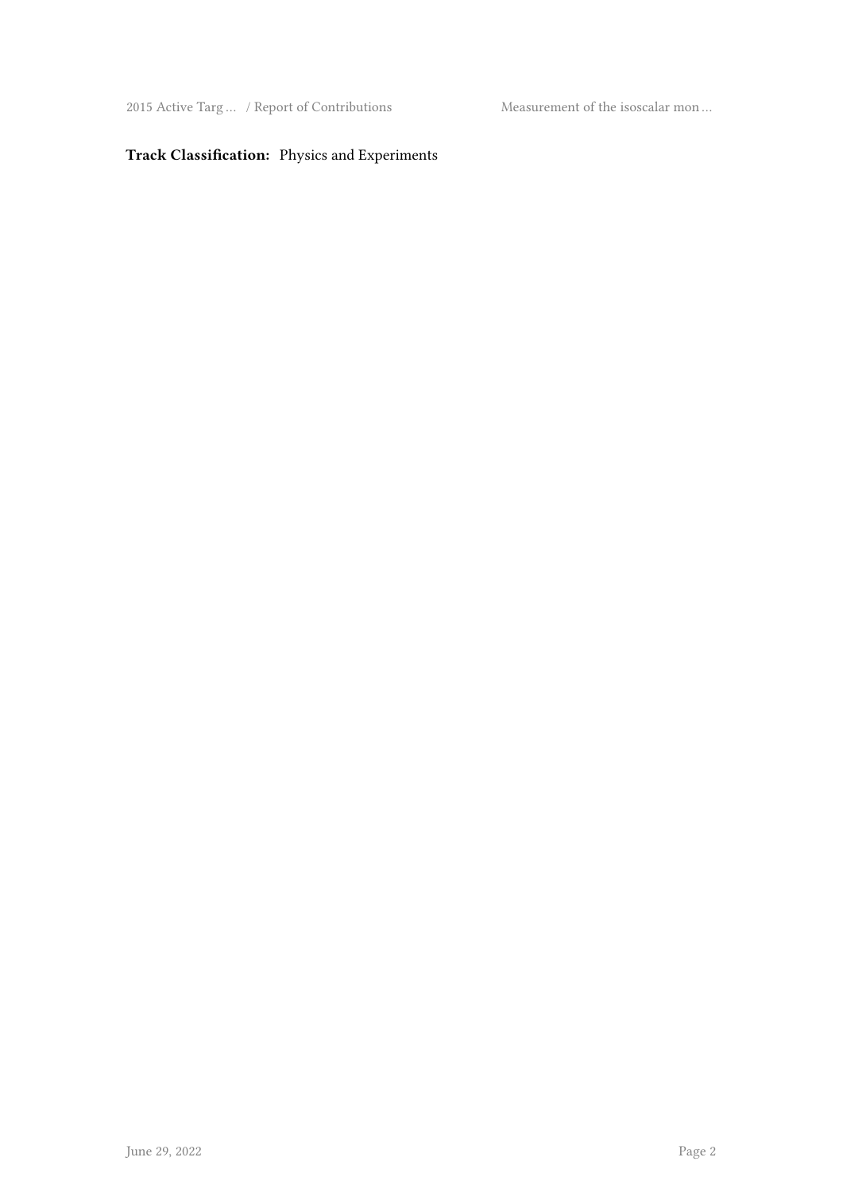**Track Classification:** Physics and Experiments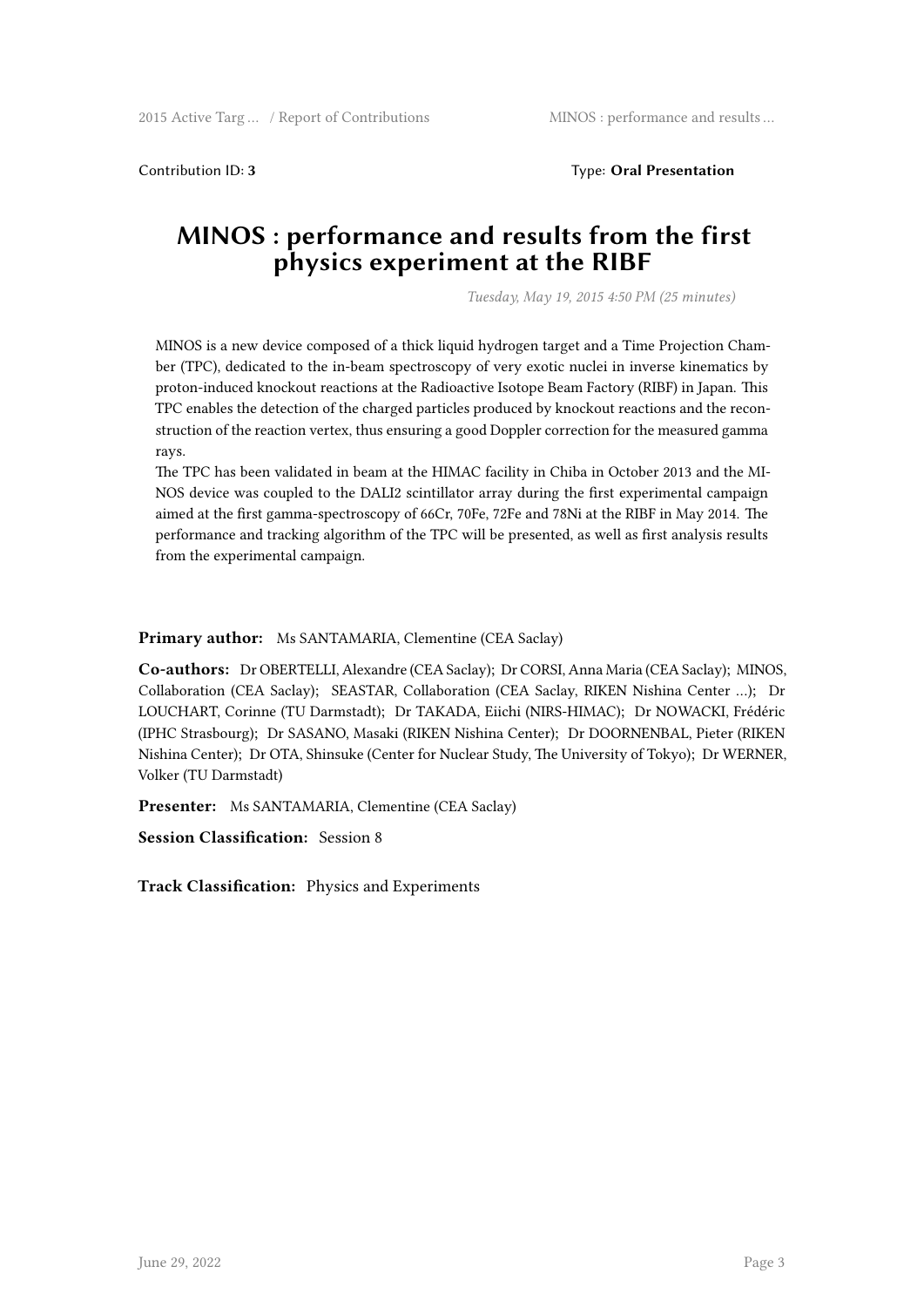Contribution ID: **3** Type: **Oral Presentation**

# MINOS : performance and results from the first physics experiment at the RIBF

*Tuesday, May 19, 2015 4:50 PM (25 minutes)*

MINOS is a new device composed of a thick liquid hydrogen target and a Time Projection Chamber (TPC), dedicated to the in-beam spectroscopy of very exotic nuclei in inverse kinematics by proton-induced knockout reactions at the Radioactive Isotope Beam Factory (RIBF) in Japan. This TPC enables the detection of the charged particles produced by knockout reactions and the reconstruction of the reaction vertex, thus ensuring a good Doppler correction for the measured gamma rays.

The TPC has been validated in beam at the HIMAC facility in Chiba in October 2013 and the MINOS device was coupled to the DALI2 scintillator array during the first experimental campaign aimed at the first gamma-spectroscopy of 66Cr, 70Fe, 72Fe and 78Ni at the RIBF in May 2014. The performance and tracking algorithm of the TPC will be presented, as well as first analysis results from the experimental campaign.

**Primary author:** Ms SANTAMARIA, Clementine (CEA Saclay)

**Co-authors:** Dr OBERTELLI, Alexandre (CEA Saclay); Dr CORSI, Anna Maria (CEA Saclay); MINOS, Collaboration (CEA Saclay); SEASTAR, Collaboration (CEA Saclay, RIKEN Nishina Center …); Dr LOUCHART, Corinne (TU Darmstadt); Dr TAKADA, Eiichi (NIRS-HIMAC); Dr NOWACKI, Frédéric (IPHC Strasbourg); Dr SASANO, Masaki (RIKEN Nishina Center); Dr DOORNENBAL, Pieter (RIKEN Nishina Center); Dr OTA, Shinsuke (Center for Nuclear Study, The University of Tokyo); Dr WERNER, Volker (TU Darmstadt)

**Presenter:** Ms SANTAMARIA, Clementine (CEA Saclay)

**Session Classification:** Session 8

**Track Classification:** Physics and Experiments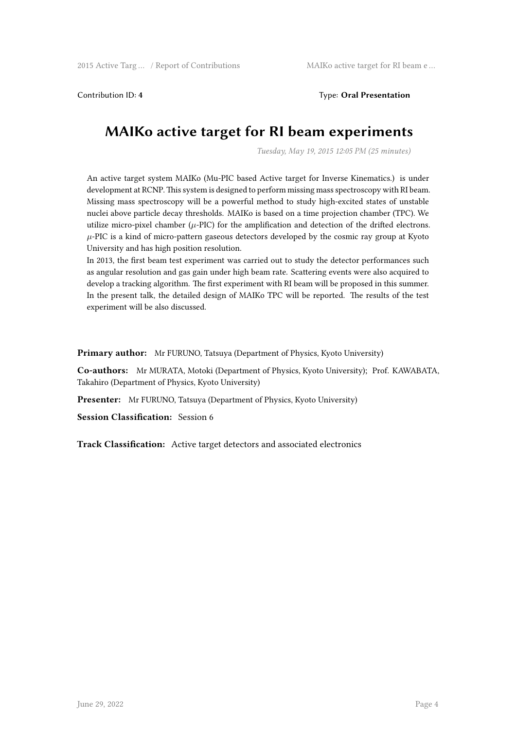Contribution ID: **4**

Type: **Oral Presentation**

# MAIKo active target for RI beam experiments

*Tuesday, May 19, 2015 12:05 PM (25 minutes)*

An active target system MAIKo (Mu-PIC based Active target for Inverse Kinematics.) is under development at RCNP. This system is designed to perform missing mass spectroscopy with RI beam. Missing mass spectroscopy will be a powerful method to study high-excited states of unstable nuclei above particle decay thresholds. MAIKo is based on a time projection chamber (TPC). We utilize micro-pixel chamber ($\mu$-PIC) for the amplification and detection of the drifted electrons. $\mu$-PIC is a kind of micro-pattern gaseous detectors developed by the cosmic ray group at Kyoto University and has high position resolution.

In 2013, the first beam test experiment was carried out to study the detector performances such as angular resolution and gas gain under high beam rate. Scattering events were also acquired to develop a tracking algorithm. The first experiment with RI beam will be proposed in this summer. In the present talk, the detailed design of MAIKo TPC will be reported. The results of the test experiment will be also discussed.

**Primary author:** Mr FURUNO, Tatsuya (Department of Physics, Kyoto University)

**Co-authors:** Mr MURATA, Motoki (Department of Physics, Kyoto University); Prof. KAWABATA, Takahiro (Department of Physics, Kyoto University)

**Presenter:** Mr FURUNO, Tatsuya (Department of Physics, Kyoto University)

**Session Classification:** Session 6

**Track Classification:** Active target detectors and associated electronics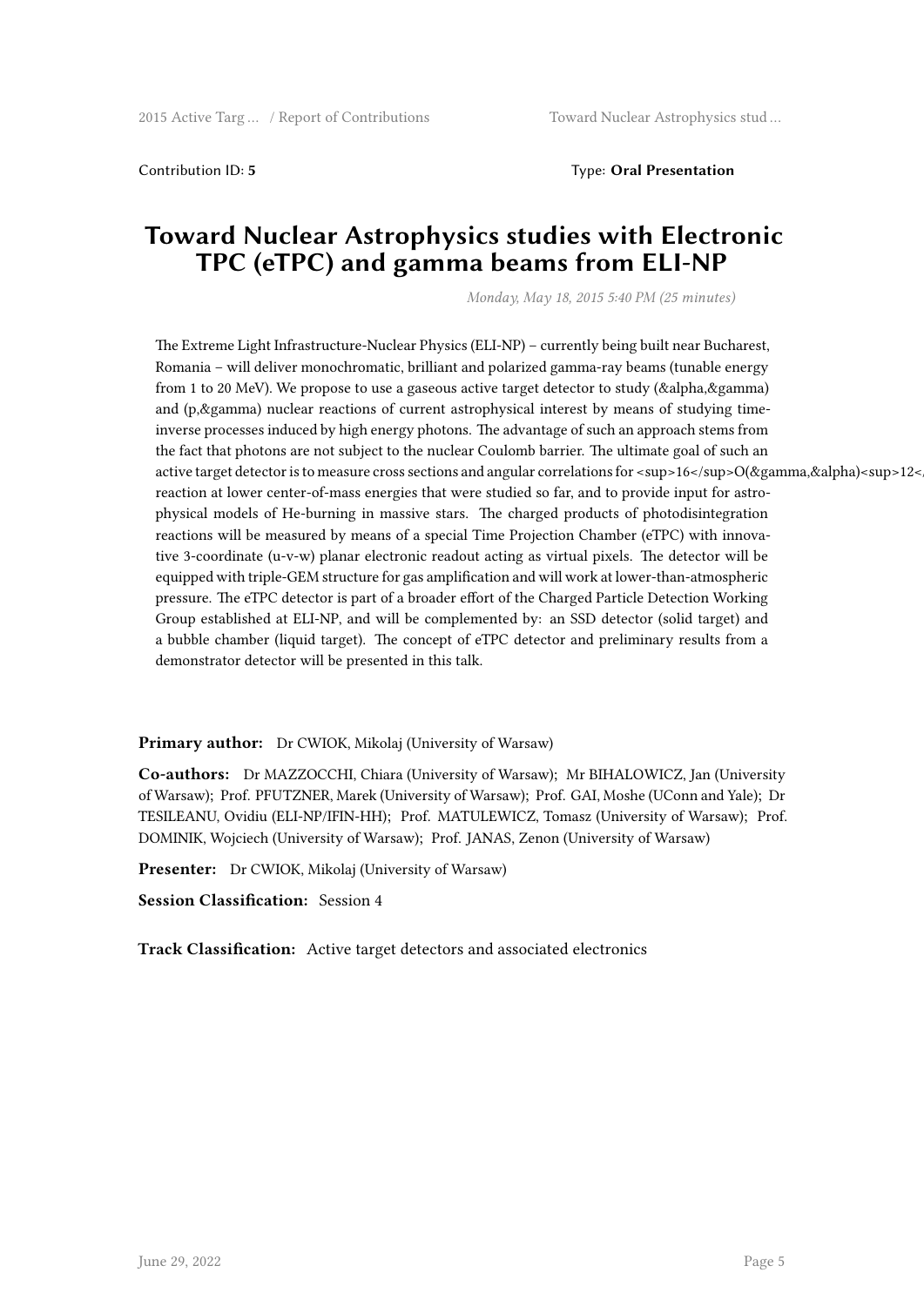Contribution ID: **5** Type: **Oral Presentation**

# Toward Nuclear Astrophysics studies with Electronic TPC (eTPC) and gamma beams from ELI-NP

*Monday, May 18, 2015 5:40 PM (25 minutes)*

The Extreme Light Infrastructure-Nuclear Physics (ELI-NP) – currently being built near Bucharest, Romania – will deliver monochromatic, brilliant and polarized gamma-ray beams (tunable energy from 1 to 20 MeV). We propose to use a gaseous active target detector to study ($\alpha$,$\gamma$) and (p,$\gamma$) nuclear reactions of current astrophysical interest by means of studying time-inverse processes induced by high energy photons. The advantage of such an approach stems from the fact that photons are not subject to the nuclear Coulomb barrier. The ultimate goal of such an active target detector is to measure cross sections and angular correlations for $^{16}$O($\gamma$,$\alpha$)$^{12}$< reaction at lower center-of-mass energies that were studied so far, and to provide input for astrophysical models of He-burning in massive stars. The charged products of photodisintegration reactions will be measured by means of a special Time Projection Chamber (eTPC) with innovative 3-coordinate (u-v-w) planar electronic readout acting as virtual pixels. The detector will be equipped with triple-GEM structure for gas amplification and will work at lower-than-atmospheric pressure. The eTPC detector is part of a broader effort of the Charged Particle Detection Working Group established at ELI-NP, and will be complemented by: an SSD detector (solid target) and a bubble chamber (liquid target). The concept of eTPC detector and preliminary results from a demonstrator detector will be presented in this talk.

**Primary author:** Dr CWIOK, Mikolaj (University of Warsaw)

**Co-authors:** Dr MAZZOCCHI, Chiara (University of Warsaw); Mr BIHALOWICZ, Jan (University of Warsaw); Prof. PFUTZNER, Marek (University of Warsaw); Prof. GAI, Moshe (UConn and Yale); Dr TESILEANU, Ovidiu (ELI-NP/IFIN-HH); Prof. MATULEWICZ, Tomasz (University of Warsaw); Prof. DOMINIK, Wojciech (University of Warsaw); Prof. JANAS, Zenon (University of Warsaw)

**Presenter:** Dr CWIOK, Mikolaj (University of Warsaw)

**Session Classification:** Session 4

**Track Classification:** Active target detectors and associated electronics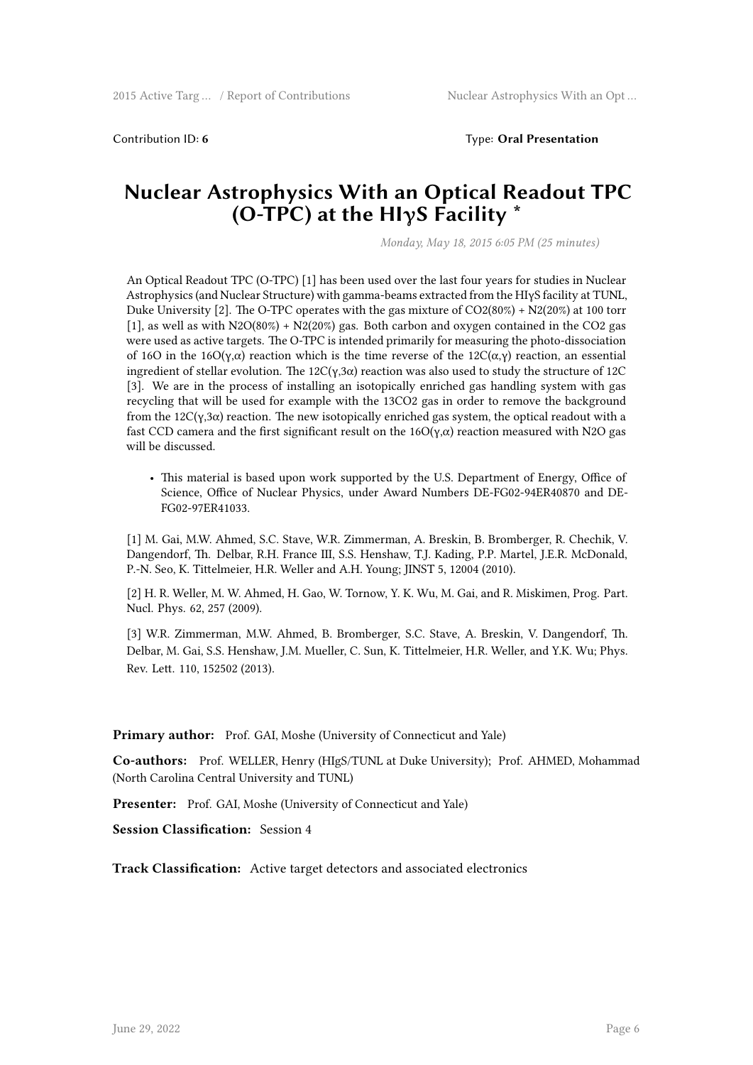Contribution ID: **6** Type: **Oral Presentation**

# Nuclear Astrophysics With an Optical Readout TPC (O-TPC) at the HIγS Facility *

*Monday, May 18, 2015 6:05 PM (25 minutes)*

An Optical Readout TPC (O-TPC) [1] has been used over the last four years for studies in Nuclear Astrophysics (and Nuclear Structure) with gamma-beams extracted from the HIγS facility at TUNL, Duke University [2]. The O-TPC operates with the gas mixture of $CO_2$(80%) + $N_2$(20%) at 100 torr [1], as well as with $N_2O$(80%) + $N_2$(20%) gas. Both carbon and oxygen contained in the $CO_2$ gas were used as active targets. The O-TPC is intended primarily for measuring the photo-dissociation of 16O in the 16O(γ,α) reaction which is the time reverse of the 12C(α,γ) reaction, an essential ingredient of stellar evolution. The 12C(γ,3α) reaction was also used to study the structure of 12C [3]. We are in the process of installing an isotopically enriched gas handling system with gas recycling that will be used for example with the 13CO2 gas in order to remove the background from the 12C(γ,3α) reaction. The new isotopically enriched gas system, the optical readout with a fast CCD camera and the first significant result on the 16O(γ,α) reaction measured with N2O gas will be discussed.

- This material is based upon work supported by the U.S. Department of Energy, Office of Science, Office of Nuclear Physics, under Award Numbers DE-FG02-94ER40870 and DE-FG02-97ER41033.

[1] M. Gai, M.W. Ahmed, S.C. Stave, W.R. Zimmerman, A. Breskin, B. Bromberger, R. Chechik, V. Dangendorf, Th. Delbar, R.H. France III, S.S. Henshaw, T.J. Kading, P.P. Martel, J.E.R. McDonald, P.-N. Seo, K. Tittelmeier, H.R. Weller and A.H. Young; JINST 5, 12004 (2010).

[2] H. R. Weller, M. W. Ahmed, H. Gao, W. Tornow, Y. K. Wu, M. Gai, and R. Miskimen, Prog. Part. Nucl. Phys. 62, 257 (2009).

[3] W.R. Zimmerman, M.W. Ahmed, B. Bromberger, S.C. Stave, A. Breskin, V. Dangendorf, Th. Delbar, M. Gai, S.S. Henshaw, J.M. Mueller, C. Sun, K. Tittelmeier, H.R. Weller, and Y.K. Wu; Phys. Rev. Lett. 110, 152502 (2013).

**Primary author:** Prof. GAI, Moshe (University of Connecticut and Yale)

**Co-authors:** Prof. WELLER, Henry (HIgS/TUNL at Duke University); Prof. AHMED, Mohammad (North Carolina Central University and TUNL)

**Presenter:** Prof. GAI, Moshe (University of Connecticut and Yale)

**Session Classification:** Session 4

**Track Classification:** Active target detectors and associated electronics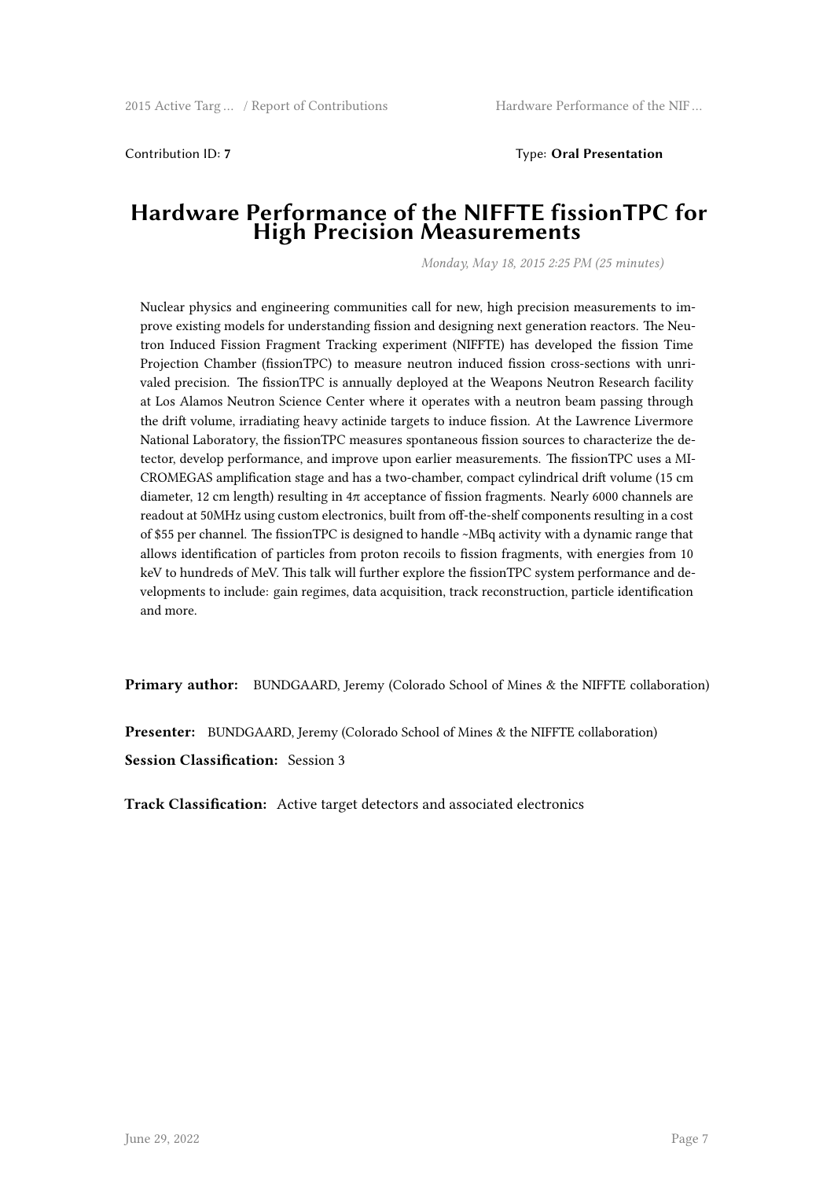Contribution ID: **7** Type: **Oral Presentation**

# Hardware Performance of the NIFFTE fissionTPC for High Precision Measurements

*Monday, May 18, 2015 2:25 PM (25 minutes)*

Nuclear physics and engineering communities call for new, high precision measurements to improve existing models for understanding fission and designing next generation reactors. The Neutron Induced Fission Fragment Tracking experiment (NIFFTE) has developed the fission Time Projection Chamber (fissionTPC) to measure neutron induced fission cross-sections with unrivaled precision. The fissionTPC is annually deployed at the Weapons Neutron Research facility at Los Alamos Neutron Science Center where it operates with a neutron beam passing through the drift volume, irradiating heavy actinide targets to induce fission. At the Lawrence Livermore National Laboratory, the fissionTPC measures spontaneous fission sources to characterize the detector, develop performance, and improve upon earlier measurements. The fissionTPC uses a MICROMEGAS amplification stage and has a two-chamber, compact cylindrical drift volume (15 cm diameter, 12 cm length) resulting in $4\pi$ acceptance of fission fragments. Nearly 6000 channels are readout at 50MHz using custom electronics, built from off-the-shelf components resulting in a cost of $55 per channel. The fissionTPC is designed to handle ~MBq activity with a dynamic range that allows identification of particles from proton recoils to fission fragments, with energies from 10 keV to hundreds of MeV. This talk will further explore the fissionTPC system performance and developments to include: gain regimes, data acquisition, track reconstruction, particle identification and more.

**Primary author:** BUNDGAARD, Jeremy (Colorado School of Mines & the NIFFTE collaboration)

**Presenter:** BUNDGAARD, Jeremy (Colorado School of Mines & the NIFFTE collaboration)

**Session Classification:** Session 3

**Track Classification:** Active target detectors and associated electronics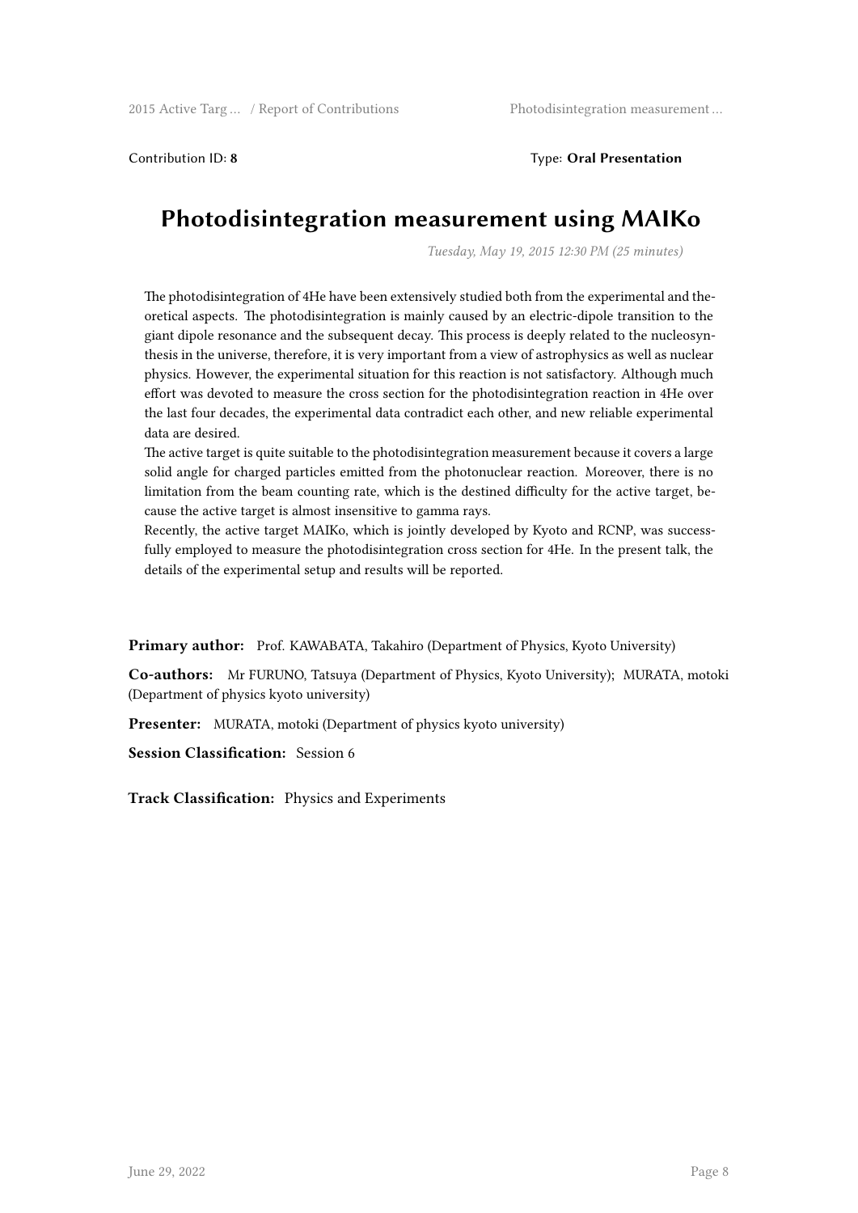Contribution ID: **8** Type: **Oral Presentation**

# Photodisintegration measurement using MAIKo

*Tuesday, May 19, 2015 12:30 PM (25 minutes)*

The photodisintegration of 4He have been extensively studied both from the experimental and theoretical aspects. The photodisintegration is mainly caused by an electric-dipole transition to the giant dipole resonance and the subsequent decay. This process is deeply related to the nucleosynthesis in the universe, therefore, it is very important from a view of astrophysics as well as nuclear physics. However, the experimental situation for this reaction is not satisfactory. Although much effort was devoted to measure the cross section for the photodisintegration reaction in 4He over the last four decades, the experimental data contradict each other, and new reliable experimental data are desired.

The active target is quite suitable to the photodisintegration measurement because it covers a large solid angle for charged particles emitted from the photonuclear reaction. Moreover, there is no limitation from the beam counting rate, which is the destined difficulty for the active target, because the active target is almost insensitive to gamma rays.

Recently, the active target MAIKo, which is jointly developed by Kyoto and RCNP, was successfully employed to measure the photodisintegration cross section for 4He. In the present talk, the details of the experimental setup and results will be reported.

**Primary author:** Prof. KAWABATA, Takahiro (Department of Physics, Kyoto University)

**Co-authors:** Mr FURUNO, Tatsuya (Department of Physics, Kyoto University); MURATA, motoki (Department of physics kyoto university)

**Presenter:** MURATA, motoki (Department of physics kyoto university)

**Session Classification:** Session 6

**Track Classification:** Physics and Experiments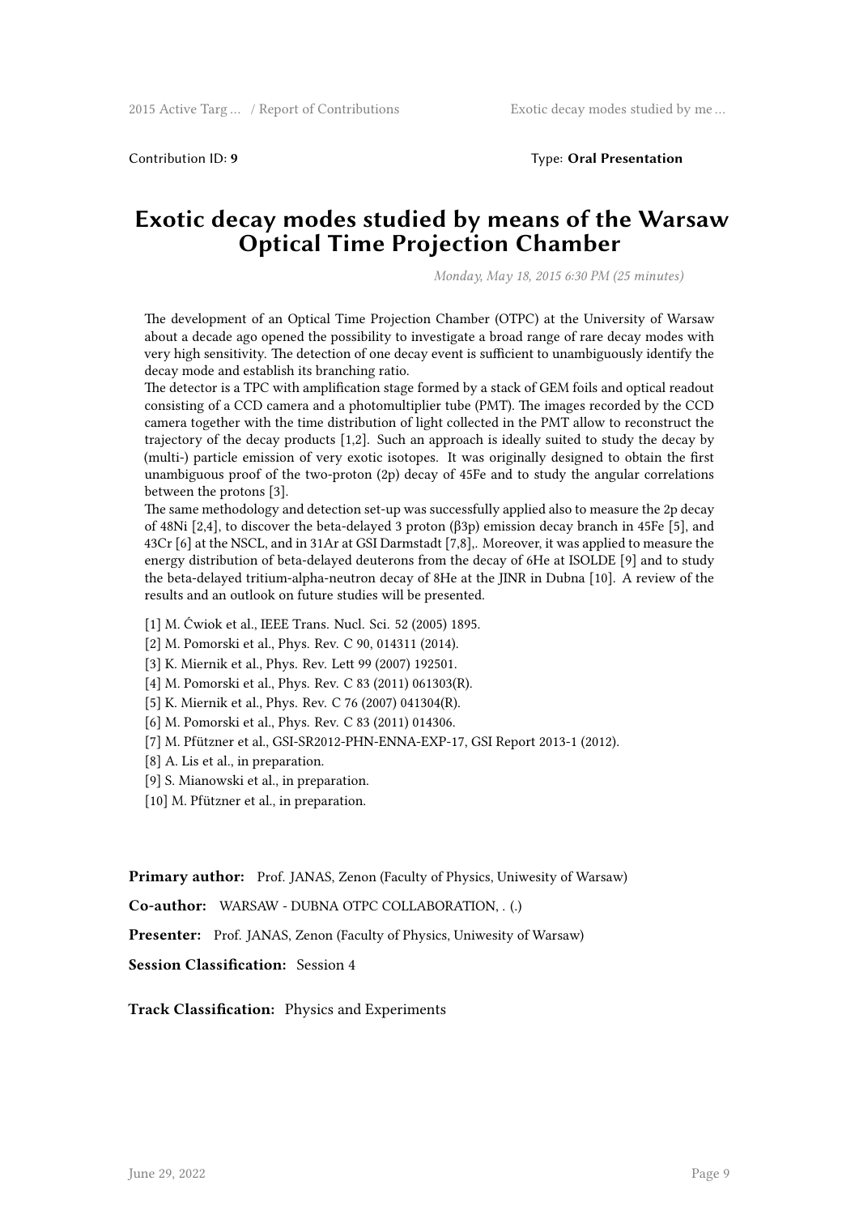Contribution ID: **9** Type: **Oral Presentation**

# Exotic decay modes studied by means of the Warsaw Optical Time Projection Chamber

*Monday, May 18, 2015 6:30 PM (25 minutes)*

The development of an Optical Time Projection Chamber (OTPC) at the University of Warsaw about a decade ago opened the possibility to investigate a broad range of rare decay modes with very high sensitivity. The detection of one decay event is sufficient to unambiguously identify the decay mode and establish its branching ratio.

The detector is a TPC with amplification stage formed by a stack of GEM foils and optical readout consisting of a CCD camera and a photomultiplier tube (PMT). The images recorded by the CCD camera together with the time distribution of light collected in the PMT allow to reconstruct the trajectory of the decay products [1,2]. Such an approach is ideally suited to study the decay by (multi-) particle emission of very exotic isotopes. It was originally designed to obtain the first unambiguous proof of the two-proton (2p) decay of 45Fe and to study the angular correlations between the protons [3].

The same methodology and detection set-up was successfully applied also to measure the 2p decay of 48Ni [2,4], to discover the beta-delayed 3 proton (β3p) emission decay branch in 45Fe [5], and 43Cr [6] at the NSCL, and in 31Ar at GSI Darmstadt [7,8],. Moreover, it was applied to measure the energy distribution of beta-delayed deuterons from the decay of 6He at ISOLDE [9] and to study the beta-delayed tritium-alpha-neutron decay of 8He at the JINR in Dubna [10]. A review of the results and an outlook on future studies will be presented.

[1] M. Ćwiok et al., IEEE Trans. Nucl. Sci. 52 (2005) 1895.
[2] M. Pomorski et al., Phys. Rev. C 90, 014311 (2014).
[3] K. Miernik et al., Phys. Rev. Lett 99 (2007) 192501.
[4] M. Pomorski et al., Phys. Rev. C 83 (2011) 061303(R).
[5] K. Miernik et al., Phys. Rev. C 76 (2007) 041304(R).
[6] M. Pomorski et al., Phys. Rev. C 83 (2011) 014306.
[7] M. Pfützner et al., GSI-SR2012-PHN-ENNA-EXP-17, GSI Report 2013-1 (2012).
[8] A. Lis et al., in preparation.
[9] S. Mianowski et al., in preparation.
[10] M. Pfützner et al., in preparation.

**Primary author:** Prof. JANAS, Zenon (Faculty of Physics, Uniwesity of Warsaw)

**Co-author:** WARSAW - DUBNA OTPC COLLABORATION, . (.)

**Presenter:** Prof. JANAS, Zenon (Faculty of Physics, Uniwesity of Warsaw)

**Session Classification:** Session 4

**Track Classification:** Physics and Experiments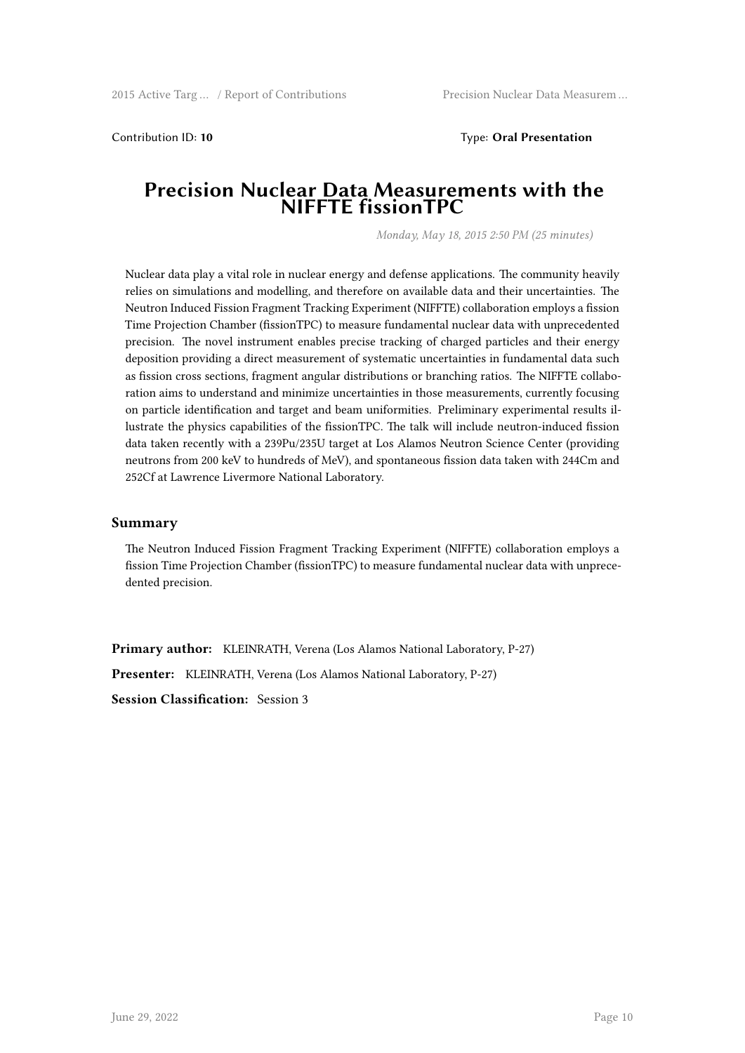Contribution ID: **10** Type: **Oral Presentation**

# Precision Nuclear Data Measurements with the NIFFTE fissionTPC

*Monday, May 18, 2015 2:50 PM (25 minutes)*

Nuclear data play a vital role in nuclear energy and defense applications. The community heavily relies on simulations and modelling, and therefore on available data and their uncertainties. The Neutron Induced Fission Fragment Tracking Experiment (NIFFTE) collaboration employs a fission Time Projection Chamber (fissionTPC) to measure fundamental nuclear data with unprecedented precision. The novel instrument enables precise tracking of charged particles and their energy deposition providing a direct measurement of systematic uncertainties in fundamental data such as fission cross sections, fragment angular distributions or branching ratios. The NIFFTE collaboration aims to understand and minimize uncertainties in those measurements, currently focusing on particle identification and target and beam uniformities. Preliminary experimental results illustrate the physics capabilities of the fissionTPC. The talk will include neutron-induced fission data taken recently with a 239Pu/235U target at Los Alamos Neutron Science Center (providing neutrons from 200 keV to hundreds of MeV), and spontaneous fission data taken with 244Cm and 252Cf at Lawrence Livermore National Laboratory.

## Summary

The Neutron Induced Fission Fragment Tracking Experiment (NIFFTE) collaboration employs a fission Time Projection Chamber (fissionTPC) to measure fundamental nuclear data with unprecedented precision.

**Primary author:** KLEINRATH, Verena (Los Alamos National Laboratory, P-27)

**Presenter:** KLEINRATH, Verena (Los Alamos National Laboratory, P-27)

**Session Classification:** Session 3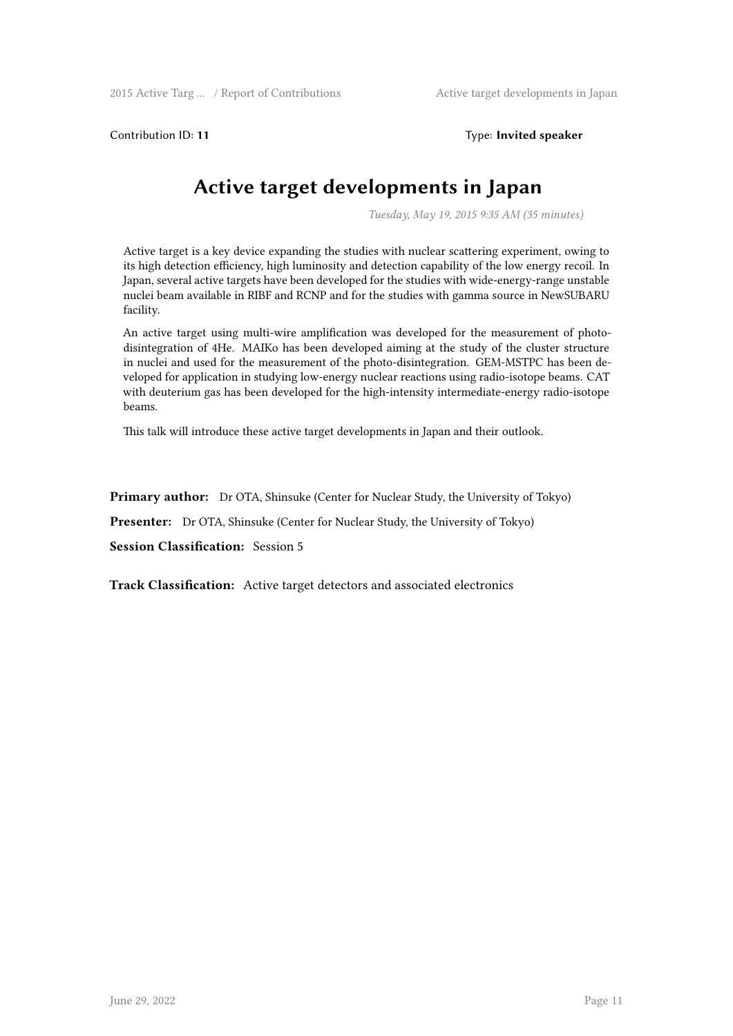Contribution ID: **11** Type: **Invited speaker**

# Active target developments in Japan

*Tuesday, May 19, 2015 9:35 AM (35 minutes)*

Active target is a key device expanding the studies with nuclear scattering experiment, owing to its high detection efficiency, high luminosity and detection capability of the low energy recoil. In Japan, several active targets have been developed for the studies with wide-energy-range unstable nuclei beam available in RIBF and RCNP and for the studies with gamma source in NewSUBARU facility.

An active target using multi-wire amplification was developed for the measurement of photo-disintegration of 4He. MAIKo has been developed aiming at the study of the cluster structure in nuclei and used for the measurement of the photo-disintegration. GEM-MSTPC has been developed for application in studying low-energy nuclear reactions using radio-isotope beams. CAT with deuterium gas has been developed for the high-intensity intermediate-energy radio-isotope beams.

This talk will introduce these active target developments in Japan and their outlook.

**Primary author:** Dr OTA, Shinsuke (Center for Nuclear Study, the University of Tokyo)

**Presenter:** Dr OTA, Shinsuke (Center for Nuclear Study, the University of Tokyo)

**Session Classification:** Session 5

**Track Classification:** Active target detectors and associated electronics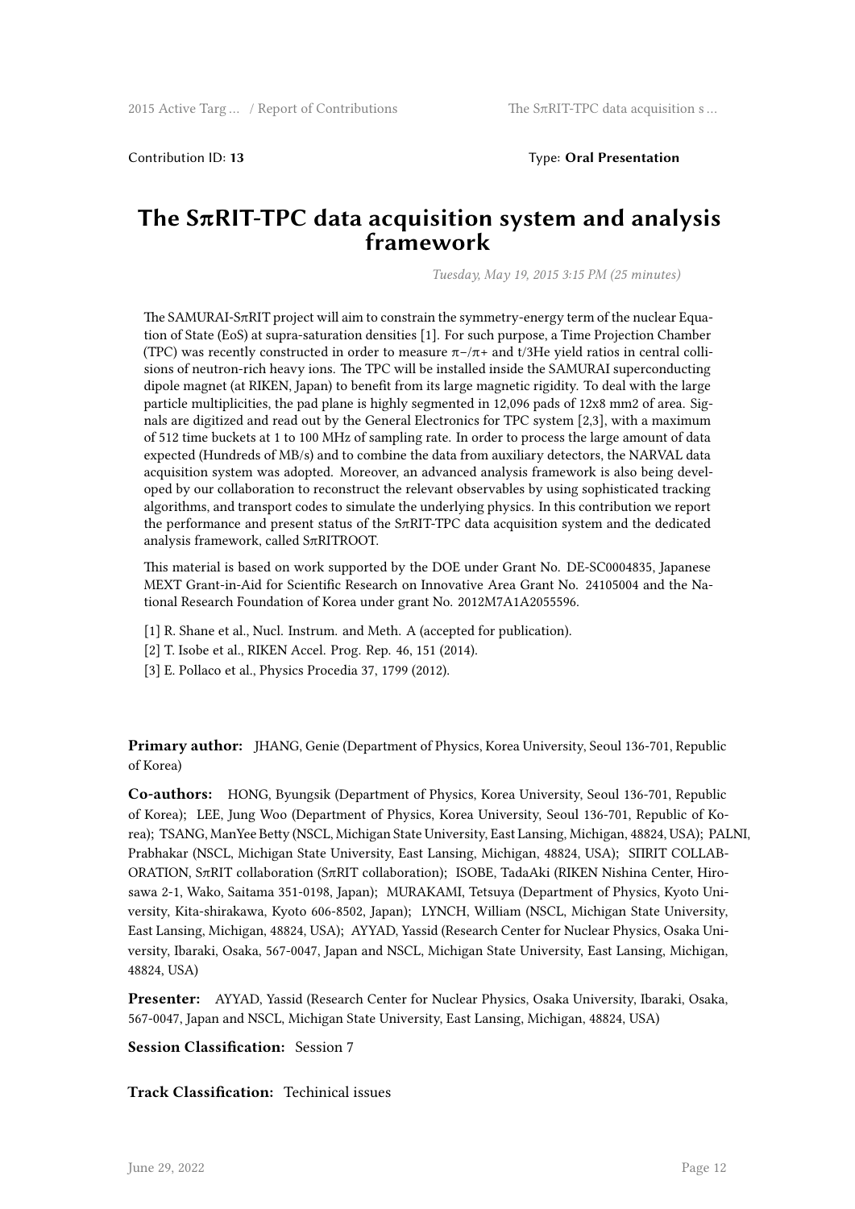Contribution ID: **13** Type: **Oral Presentation**

# The SπRIT-TPC data acquisition system and analysis framework

*Tuesday, May 19, 2015 3:15 PM (25 minutes)*

The SAMURAI-SπRIT project will aim to constrain the symmetry-energy term of the nuclear Equation of State (EoS) at supra-saturation densities [1]. For such purpose, a Time Projection Chamber (TPC) was recently constructed in order to measure $\pi^-/\pi^+$ and t/3He yield ratios in central collisions of neutron-rich heavy ions. The TPC will be installed inside the SAMURAI superconducting dipole magnet (at RIKEN, Japan) to benefit from its large magnetic rigidity. To deal with the large particle multiplicities, the pad plane is highly segmented in 12,096 pads of 12x8 mm2 of area. Signals are digitized and read out by the General Electronics for TPC system [2,3], with a maximum of 512 time buckets at 1 to 100 MHz of sampling rate. In order to process the large amount of data expected (Hundreds of MB/s) and to combine the data from auxiliary detectors, the NARVAL data acquisition system was adopted. Moreover, an advanced analysis framework is also being developed by our collaboration to reconstruct the relevant observables by using sophisticated tracking algorithms, and transport codes to simulate the underlying physics. In this contribution we report the performance and present status of the SπRIT-TPC data acquisition system and the dedicated analysis framework, called SπRITROOT.

This material is based on work supported by the DOE under Grant No. DE-SC0004835, Japanese MEXT Grant-in-Aid for Scientific Research on Innovative Area Grant No. 24105004 and the National Research Foundation of Korea under grant No. 2012M7A1A2055596.

[1] R. Shane et al., Nucl. Instrum. and Meth. A (accepted for publication).
[2] T. Isobe et al., RIKEN Accel. Prog. Rep. 46, 151 (2014).
[3] E. Pollaco et al., Physics Procedia 37, 1799 (2012).

**Primary author:** JHANG, Genie (Department of Physics, Korea University, Seoul 136-701, Republic of Korea)

**Co-authors:** HONG, Byungsik (Department of Physics, Korea University, Seoul 136-701, Republic of Korea); LEE, Jung Woo (Department of Physics, Korea University, Seoul 136-701, Republic of Korea); TSANG, ManYee Betty (NSCL, Michigan State University, East Lansing, Michigan, 48824, USA); PALNI, Prabhakar (NSCL, Michigan State University, East Lansing, Michigan, 48824, USA); SIIRIT COLLABORATION, SπRIT collaboration (SπRIT collaboration); ISOBE, TadaAki (RIKEN Nishina Center, Hirosawa 2-1, Wako, Saitama 351-0198, Japan); MURAKAMI, Tetsuya (Department of Physics, Kyoto University, Kita-shirakawa, Kyoto 606-8502, Japan); LYNCH, William (NSCL, Michigan State University, East Lansing, Michigan, 48824, USA); AYYAD, Yassid (Research Center for Nuclear Physics, Osaka University, Ibaraki, Osaka, 567-0047, Japan and NSCL, Michigan State University, East Lansing, Michigan, 48824, USA)

**Presenter:** AYYAD, Yassid (Research Center for Nuclear Physics, Osaka University, Ibaraki, Osaka, 567-0047, Japan and NSCL, Michigan State University, East Lansing, Michigan, 48824, USA)

**Session Classification:** Session 7

**Track Classification:** Techinical issues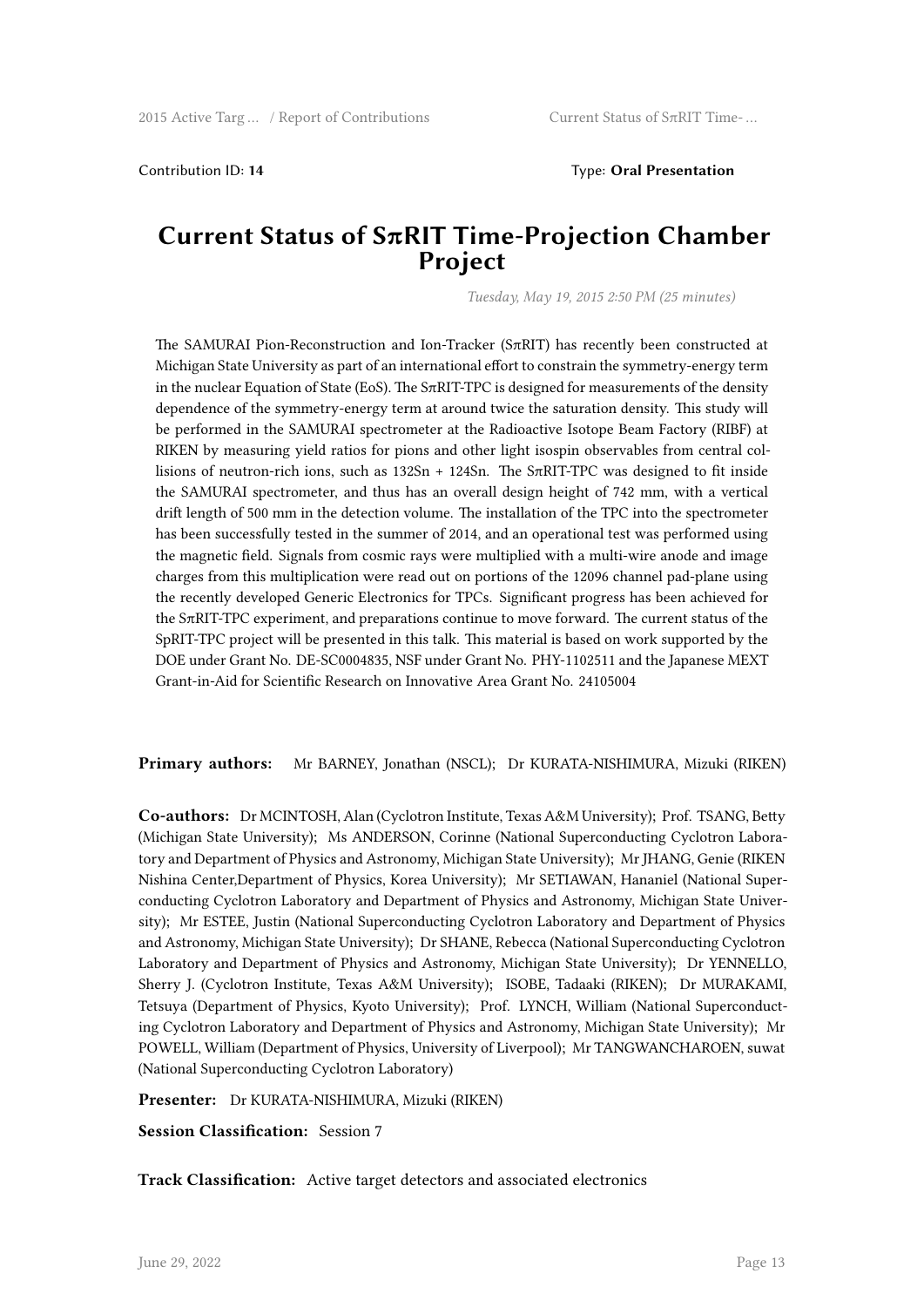Contribution ID: **14** Type: **Oral Presentation**

# Current Status of SπRIT Time-Projection Chamber Project

*Tuesday, May 19, 2015 2:50 PM (25 minutes)*

The SAMURAI Pion-Reconstruction and Ion-Tracker (SπRIT) has recently been constructed at Michigan State University as part of an international effort to constrain the symmetry-energy term in the nuclear Equation of State (EoS). The SπRIT-TPC is designed for measurements of the density dependence of the symmetry-energy term at around twice the saturation density. This study will be performed in the SAMURAI spectrometer at the Radioactive Isotope Beam Factory (RIBF) at RIKEN by measuring yield ratios for pions and other light isospin observables from central collisions of neutron-rich ions, such as 132Sn + 124Sn. The SπRIT-TPC was designed to fit inside the SAMURAI spectrometer, and thus has an overall design height of 742 mm, with a vertical drift length of 500 mm in the detection volume. The installation of the TPC into the spectrometer has been successfully tested in the summer of 2014, and an operational test was performed using the magnetic field. Signals from cosmic rays were multiplied with a multi-wire anode and image charges from this multiplication were read out on portions of the 12096 channel pad-plane using the recently developed Generic Electronics for TPCs. Significant progress has been achieved for the SπRIT-TPC experiment, and preparations continue to move forward. The current status of the SpRIT-TPC project will be presented in this talk. This material is based on work supported by the DOE under Grant No. DE-SC0004835, NSF under Grant No. PHY-1102511 and the Japanese MEXT Grant-in-Aid for Scientific Research on Innovative Area Grant No. 24105004

**Primary authors:** Mr BARNEY, Jonathan (NSCL); Dr KURATA-NISHIMURA, Mizuki (RIKEN)

**Co-authors:** Dr MCINTOSH, Alan (Cyclotron Institute, Texas A&M University); Prof. TSANG, Betty (Michigan State University); Ms ANDERSON, Corinne (National Superconducting Cyclotron Laboratory and Department of Physics and Astronomy, Michigan State University); Mr JHANG, Genie (RIKEN Nishina Center,Department of Physics, Korea University); Mr SETIAWAN, Hananiel (National Superconducting Cyclotron Laboratory and Department of Physics and Astronomy, Michigan State University); Mr ESTEE, Justin (National Superconducting Cyclotron Laboratory and Department of Physics and Astronomy, Michigan State University); Dr SHANE, Rebecca (National Superconducting Cyclotron Laboratory and Department of Physics and Astronomy, Michigan State University); Dr YENNELLO, Sherry J. (Cyclotron Institute, Texas A&M University); ISOBE, Tadaaki (RIKEN); Dr MURAKAMI, Tetsuya (Department of Physics, Kyoto University); Prof. LYNCH, William (National Superconducting Cyclotron Laboratory and Department of Physics and Astronomy, Michigan State University); Mr POWELL, William (Department of Physics, University of Liverpool); Mr TANGWANCHAROEN, suwat (National Superconducting Cyclotron Laboratory)

**Presenter:** Dr KURATA-NISHIMURA, Mizuki (RIKEN)

**Session Classification:** Session 7

**Track Classification:** Active target detectors and associated electronics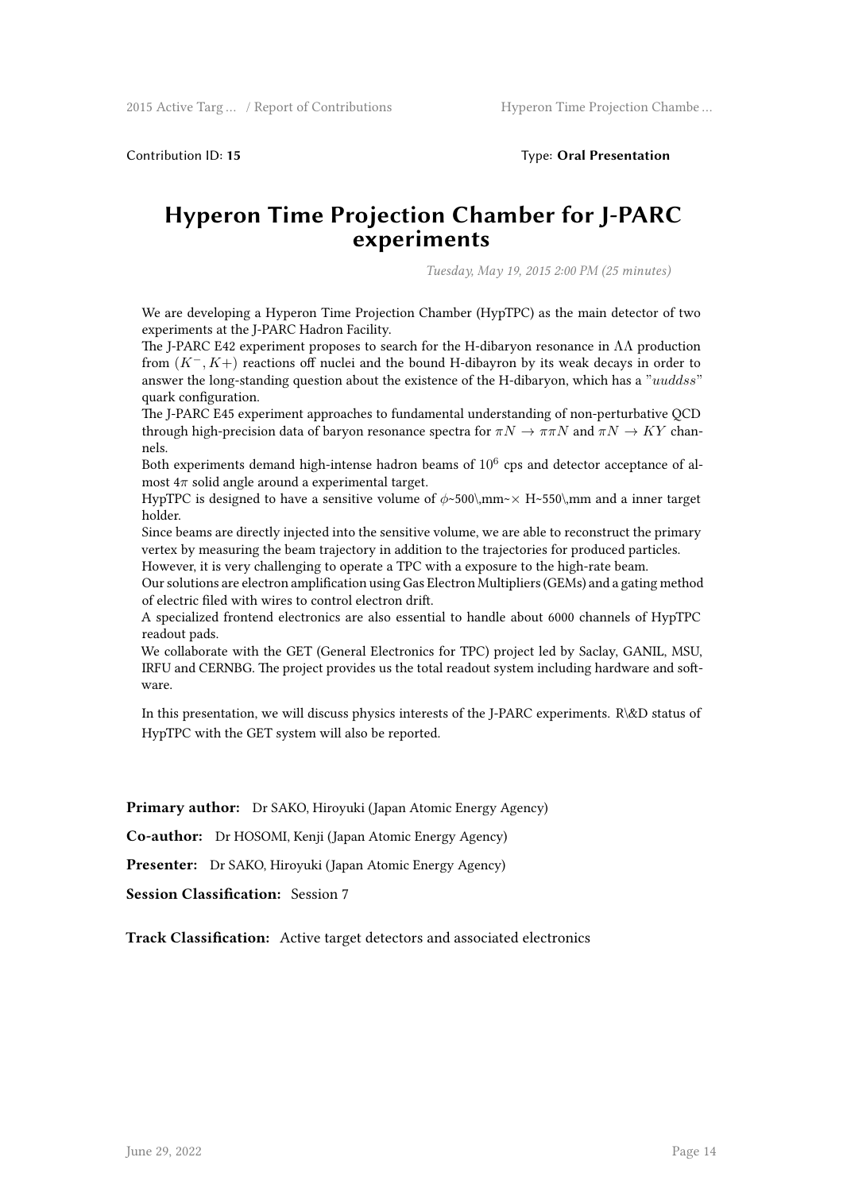Contribution ID: **15** Type: **Oral Presentation**

# Hyperon Time Projection Chamber for J-PARC experiments

*Tuesday, May 19, 2015 2:00 PM (25 minutes)*

We are developing a Hyperon Time Projection Chamber (HypTPC) as the main detector of two experiments at the J-PARC Hadron Facility.
The J-PARC E42 experiment proposes to search for the H-dibaryon resonance in $\Lambda\Lambda$ production from $(K^-, K+)$ reactions off nuclei and the bound H-dibayron by its weak decays in order to answer the long-standing question about the existence of the H-dibaryon, which has a "$uuddss$" quark configuration.
The J-PARC E45 experiment approaches to fundamental understanding of non-perturbative QCD through high-precision data of baryon resonance spectra for $\pi N \to \pi\pi N$ and $\pi N \to KY$ channels.
Both experiments demand high-intense hadron beams of $10^6$ cps and detector acceptance of almost $4\pi$ solid angle around a experimental target.
HypTPC is designed to have a sensitive volume of $\phi$~500\,mm~× H~550\,mm and a inner target holder.
Since beams are directly injected into the sensitive volume, we are able to reconstruct the primary vertex by measuring the beam trajectory in addition to the trajectories for produced particles.
However, it is very challenging to operate a TPC with a exposure to the high-rate beam.
Our solutions are electron amplification using Gas Electron Multipliers (GEMs) and a gating method of electric filed with wires to control electron drift.
A specialized frontend electronics are also essential to handle about 6000 channels of HypTPC readout pads.
We collaborate with the GET (General Electronics for TPC) project led by Saclay, GANIL, MSU, IRFU and CERNBG. The project provides us the total readout system including hardware and software.

In this presentation, we will discuss physics interests of the J-PARC experiments. R\&D status of HypTPC with the GET system will also be reported.

**Primary author:** Dr SAKO, Hiroyuki (Japan Atomic Energy Agency)

**Co-author:** Dr HOSOMI, Kenji (Japan Atomic Energy Agency)

**Presenter:** Dr SAKO, Hiroyuki (Japan Atomic Energy Agency)

**Session Classification:** Session 7

**Track Classification:** Active target detectors and associated electronics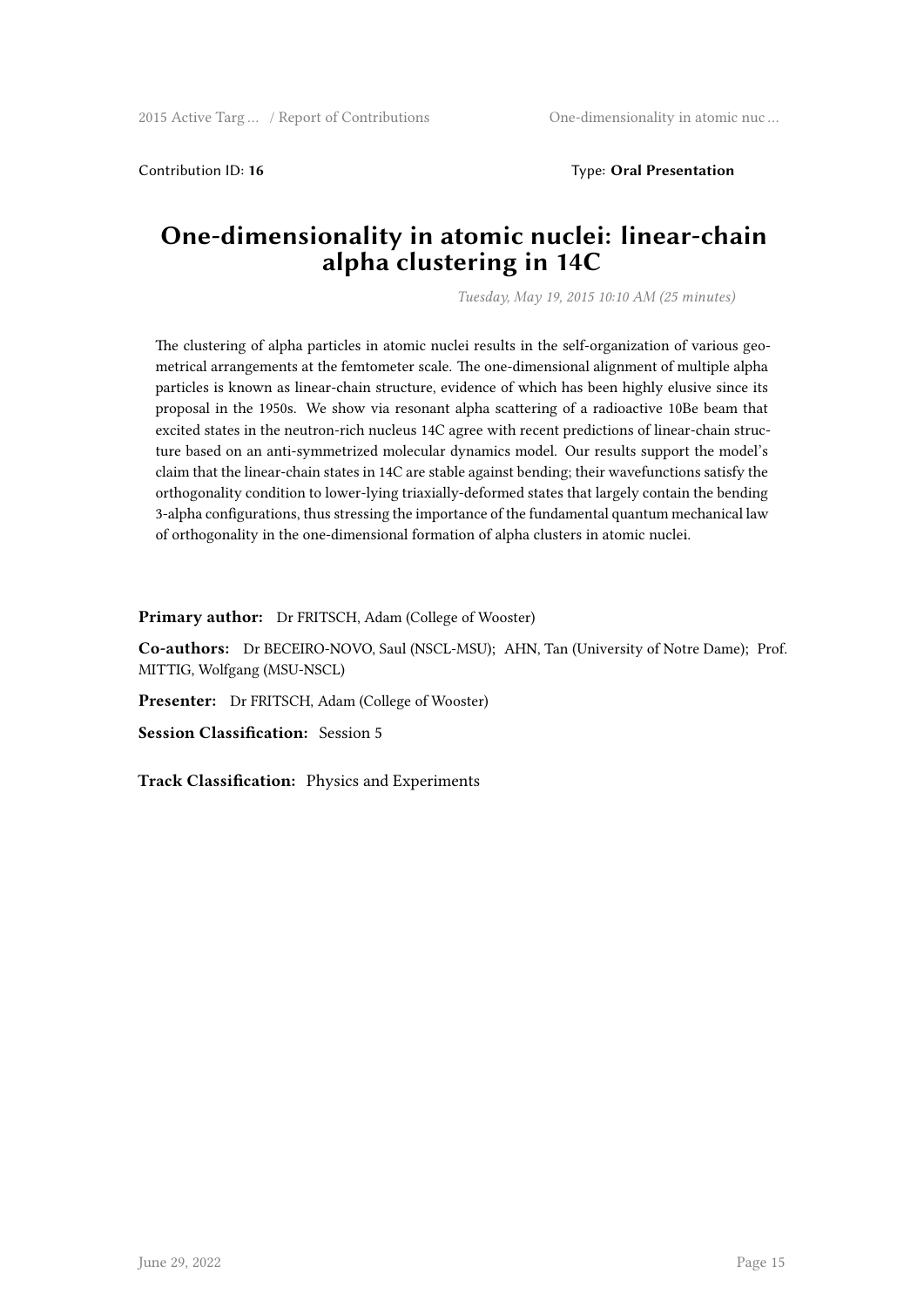Contribution ID: **16** Type: **Oral Presentation**

# One-dimensionality in atomic nuclei: linear-chain alpha clustering in 14C

*Tuesday, May 19, 2015 10:10 AM (25 minutes)*

The clustering of alpha particles in atomic nuclei results in the self-organization of various geometrical arrangements at the femtometer scale. The one-dimensional alignment of multiple alpha particles is known as linear-chain structure, evidence of which has been highly elusive since its proposal in the 1950s. We show via resonant alpha scattering of a radioactive 10Be beam that excited states in the neutron-rich nucleus 14C agree with recent predictions of linear-chain structure based on an anti-symmetrized molecular dynamics model. Our results support the model's claim that the linear-chain states in 14C are stable against bending; their wavefunctions satisfy the orthogonality condition to lower-lying triaxially-deformed states that largely contain the bending 3-alpha configurations, thus stressing the importance of the fundamental quantum mechanical law of orthogonality in the one-dimensional formation of alpha clusters in atomic nuclei.

**Primary author:** Dr FRITSCH, Adam (College of Wooster)

**Co-authors:** Dr BECEIRO-NOVO, Saul (NSCL-MSU); AHN, Tan (University of Notre Dame); Prof. MITTIG, Wolfgang (MSU-NSCL)

**Presenter:** Dr FRITSCH, Adam (College of Wooster)

**Session Classification:** Session 5

**Track Classification:** Physics and Experiments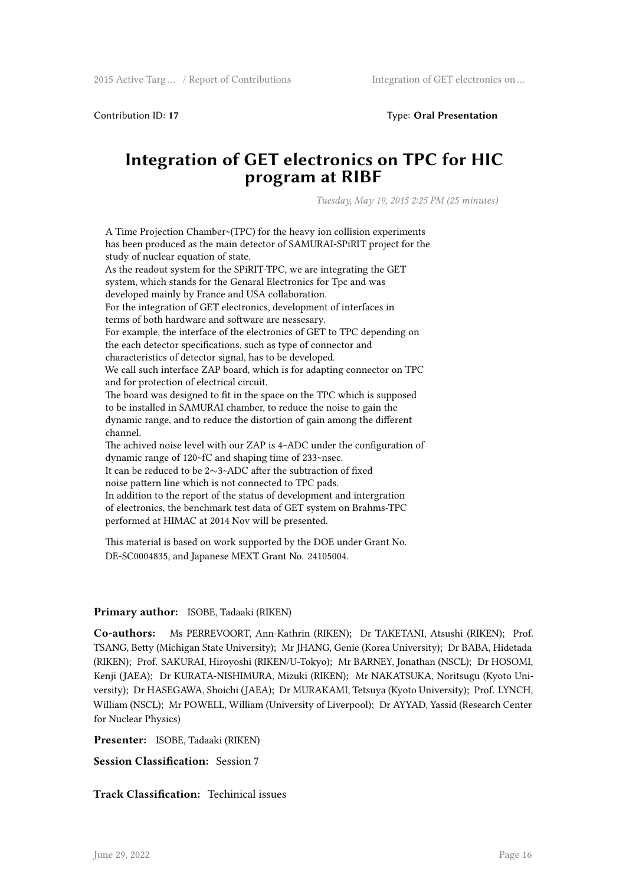Contribution ID: **17** Type: **Oral Presentation**

# Integration of GET electronics on TPC for HIC program at RIBF

*Tuesday, May 19, 2015 2:25 PM (25 minutes)*

A Time Projection Chamber~(TPC) for the heavy ion collision experiments has been produced as the main detector of SAMURAI-SPiRIT project for the study of nuclear equation of state.
As the readout system for the SPiRIT-TPC, we are integrating the GET system, which stands for the Genaral Electronics for Tpc and was developed mainly by France and USA collaboration.
For the integration of GET electronics, development of interfaces in terms of both hardware and software are nessesary.
For example, the interface of the electronics of GET to TPC depending on the each detector specifications, such as type of connector and characteristics of detector signal, has to be developed.
We call such interface ZAP board, which is for adapting connector on TPC and for protection of electrical circuit.
The board was designed to fit in the space on the TPC which is supposed to be installed in SAMURAI chamber, to reduce the noise to gain the dynamic range, and to reduce the distortion of gain among the different channel.
The achived noise level with our ZAP is 4~ADC under the configuration of dynamic range of 120~fC and shaping time of 233~nsec.
It can be reduced to be 2∼3~ADC after the subtraction of fixed noise pattern line which is not connected to TPC pads.
In addition to the report of the status of development and intergration of electronics, the benchmark test data of GET system on Brahms-TPC performed at HIMAC at 2014 Nov will be presented.

This material is based on work supported by the DOE under Grant No. DE-SC0004835, and Japanese MEXT Grant No. 24105004.

**Primary author:** ISOBE, Tadaaki (RIKEN)

**Co-authors:** Ms PERREVOORT, Ann-Kathrin (RIKEN); Dr TAKETANI, Atsushi (RIKEN); Prof. TSANG, Betty (Michigan State University); Mr JHANG, Genie (Korea University); Dr BABA, Hidetada (RIKEN); Prof. SAKURAI, Hiroyoshi (RIKEN/U-Tokyo); Mr BARNEY, Jonathan (NSCL); Dr HOSOMI, Kenji (JAEA); Dr KURATA-NISHIMURA, Mizuki (RIKEN); Mr NAKATSUKA, Noritsugu (Kyoto University); Dr HASEGAWA, Shoichi (JAEA); Dr MURAKAMI, Tetsuya (Kyoto University); Prof. LYNCH, William (NSCL); Mr POWELL, William (University of Liverpool); Dr AYYAD, Yassid (Research Center for Nuclear Physics)

**Presenter:** ISOBE, Tadaaki (RIKEN)

**Session Classification:** Session 7

**Track Classification:** Techinical issues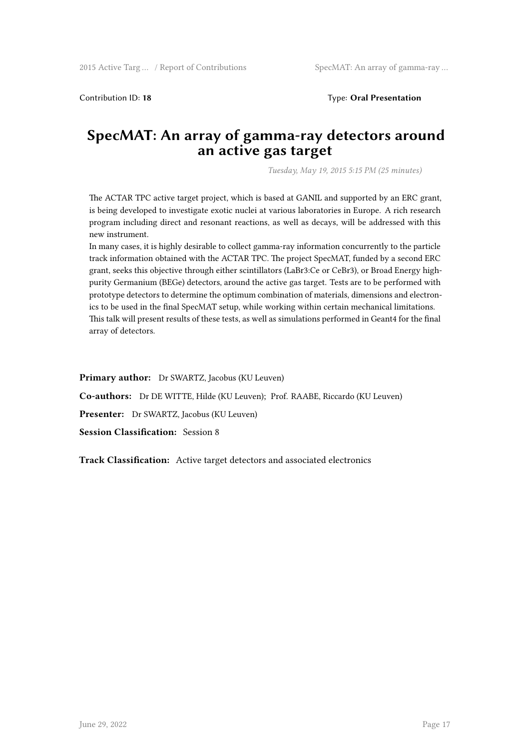Contribution ID: **18** Type: **Oral Presentation**

# SpecMAT: An array of gamma-ray detectors around an active gas target

*Tuesday, May 19, 2015 5:15 PM (25 minutes)*

The ACTAR TPC active target project, which is based at GANIL and supported by an ERC grant, is being developed to investigate exotic nuclei at various laboratories in Europe. A rich research program including direct and resonant reactions, as well as decays, will be addressed with this new instrument.

In many cases, it is highly desirable to collect gamma-ray information concurrently to the particle track information obtained with the ACTAR TPC. The project SpecMAT, funded by a second ERC grant, seeks this objective through either scintillators ($LaBr_3$:Ce or $CeBr_3$), or Broad Energy high-purity Germanium (BEGe) detectors, around the active gas target. Tests are to be performed with prototype detectors to determine the optimum combination of materials, dimensions and electronics to be used in the final SpecMAT setup, while working within certain mechanical limitations. This talk will present results of these tests, as well as simulations performed in Geant4 for the final array of detectors.

**Primary author:** Dr SWARTZ, Jacobus (KU Leuven)

**Co-authors:** Dr DE WITTE, Hilde (KU Leuven); Prof. RAABE, Riccardo (KU Leuven)

**Presenter:** Dr SWARTZ, Jacobus (KU Leuven)

**Session Classification:** Session 8

**Track Classification:** Active target detectors and associated electronics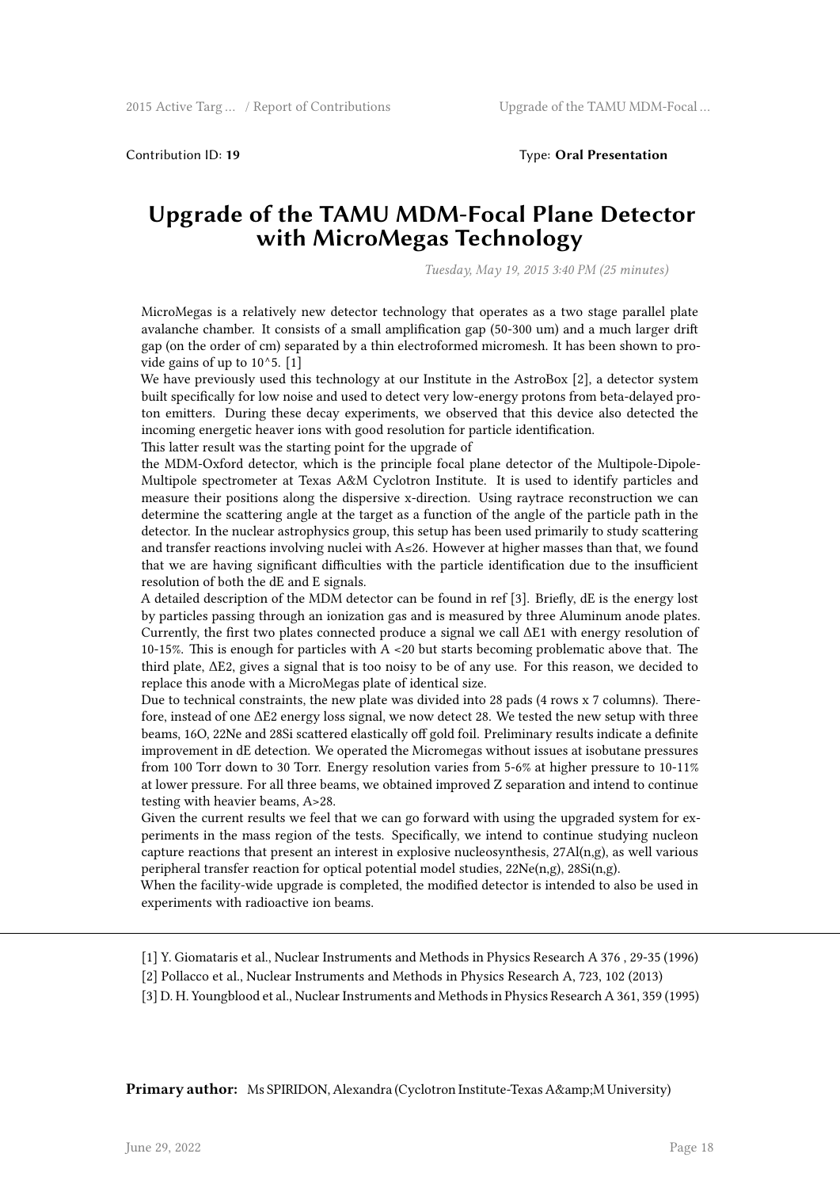Contribution ID: **19** Type: **Oral Presentation**

# Upgrade of the TAMU MDM-Focal Plane Detector with MicroMegas Technology

*Tuesday, May 19, 2015 3:40 PM (25 minutes)*

MicroMegas is a relatively new detector technology that operates as a two stage parallel plate avalanche chamber. It consists of a small amplification gap (50-300 um) and a much larger drift gap (on the order of cm) separated by a thin electroformed micromesh. It has been shown to provide gains of up to 10^5. [1]

We have previously used this technology at our Institute in the AstroBox [2], a detector system built specifically for low noise and used to detect very low-energy protons from beta-delayed proton emitters. During these decay experiments, we observed that this device also detected the incoming energetic heaver ions with good resolution for particle identification.

This latter result was the starting point for the upgrade of

the MDM-Oxford detector, which is the principle focal plane detector of the Multipole-Dipole-Multipole spectrometer at Texas A&M Cyclotron Institute. It is used to identify particles and measure their positions along the dispersive x-direction. Using raytrace reconstruction we can determine the scattering angle at the target as a function of the angle of the particle path in the detector. In the nuclear astrophysics group, this setup has been used primarily to study scattering and transfer reactions involving nuclei with A≤26. However at higher masses than that, we found that we are having significant difficulties with the particle identification due to the insufficient resolution of both the dE and E signals.

A detailed description of the MDM detector can be found in ref [3]. Briefly, dE is the energy lost by particles passing through an ionization gas and is measured by three Aluminum anode plates. Currently, the first two plates connected produce a signal we call ΔE1 with energy resolution of 10-15%. This is enough for particles with A <20 but starts becoming problematic above that. The third plate, ΔE2, gives a signal that is too noisy to be of any use. For this reason, we decided to replace this anode with a MicroMegas plate of identical size.

Due to technical constraints, the new plate was divided into 28 pads (4 rows x 7 columns). Therefore, instead of one ΔE2 energy loss signal, we now detect 28. We tested the new setup with three beams, 16O, 22Ne and 28Si scattered elastically off gold foil. Preliminary results indicate a definite improvement in dE detection. We operated the Micromegas without issues at isobutane pressures from 100 Torr down to 30 Torr. Energy resolution varies from 5-6% at higher pressure to 10-11% at lower pressure. For all three beams, we obtained improved Z separation and intend to continue testing with heavier beams, A>28.

Given the current results we feel that we can go forward with using the upgraded system for experiments in the mass region of the tests. Specifically, we intend to continue studying nucleon capture reactions that present an interest in explosive nucleosynthesis, 27Al(n,g), as well various peripheral transfer reaction for optical potential model studies, 22Ne(n,g), 28Si(n,g).

When the facility-wide upgrade is completed, the modified detector is intended to also be used in experiments with radioactive ion beams.

---

[1] Y. Giomataris et al., Nuclear Instruments and Methods in Physics Research A 376 , 29-35 (1996)

[2] Pollacco et al., Nuclear Instruments and Methods in Physics Research A, 723, 102 (2013)

[3] D. H. Youngblood et al., Nuclear Instruments and Methods in Physics Research A 361, 359 (1995)

**Primary author:** Ms SPIRIDON, Alexandra (Cyclotron Institute-Texas A&amp;M University)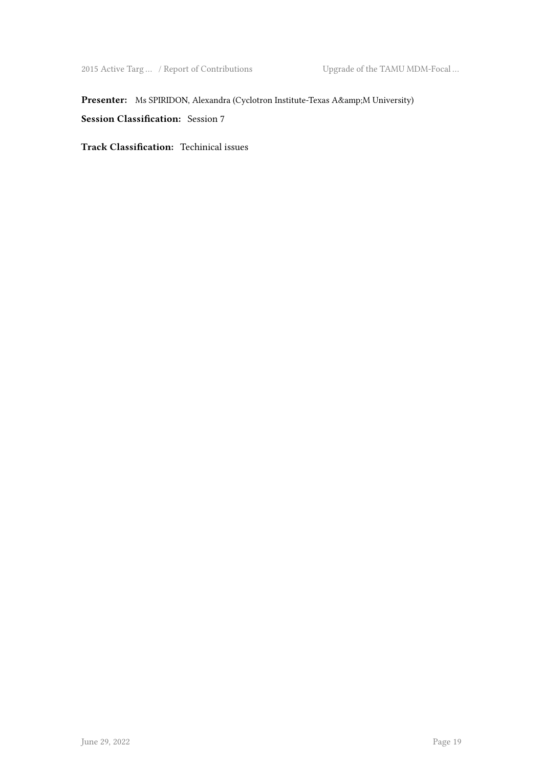**Presenter:** Ms SPIRIDON, Alexandra (Cyclotron Institute-Texas A&amp;M University)

**Session Classification:** Session 7

**Track Classification:** Techinical issues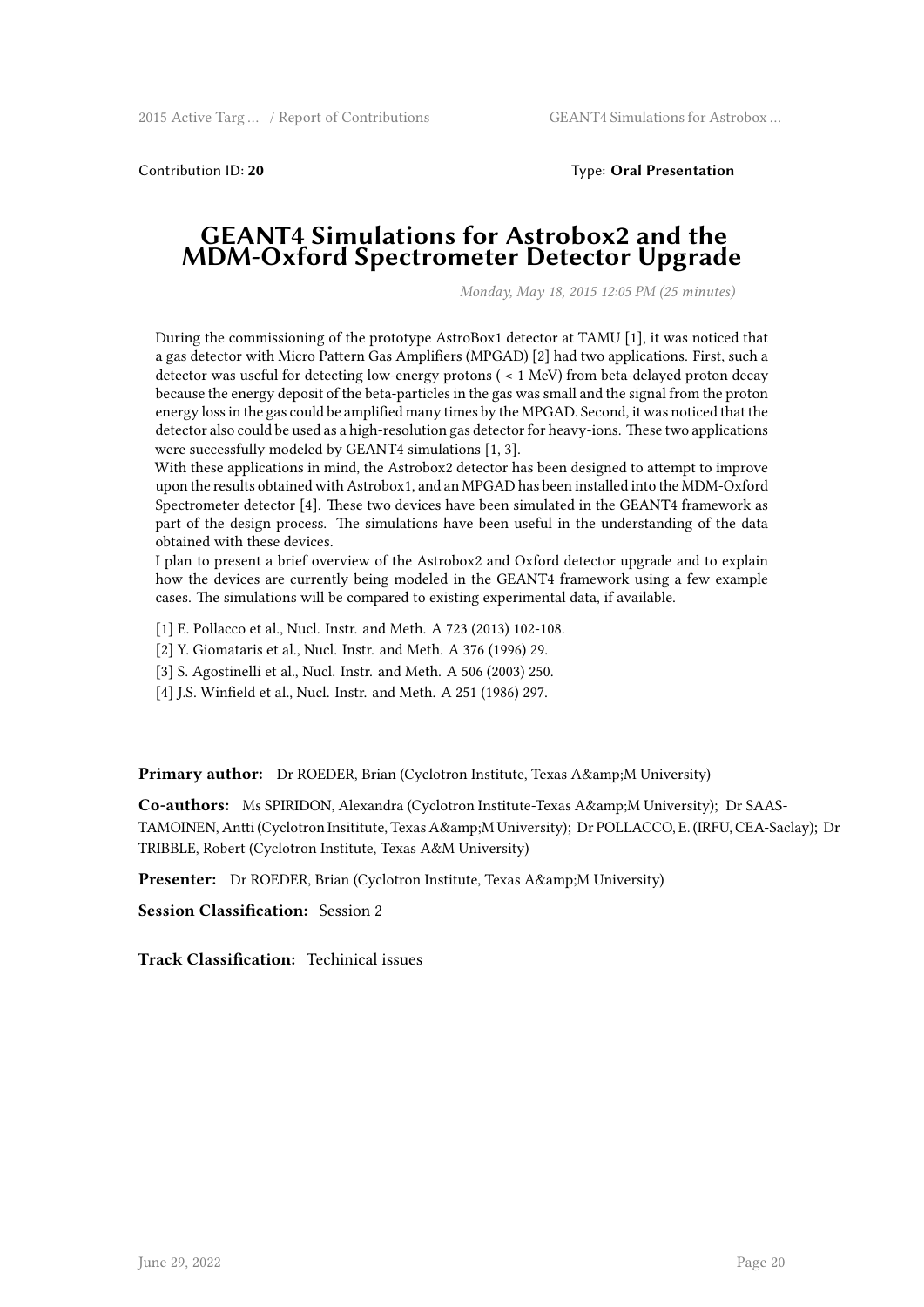Contribution ID: **20** Type: **Oral Presentation**

# GEANT4 Simulations for Astrobox2 and the MDM-Oxford Spectrometer Detector Upgrade

*Monday, May 18, 2015 12:05 PM (25 minutes)*

During the commissioning of the prototype AstroBox1 detector at TAMU [1], it was noticed that a gas detector with Micro Pattern Gas Amplifiers (MPGAD) [2] had two applications. First, such a detector was useful for detecting low-energy protons ( < 1 MeV) from beta-delayed proton decay because the energy deposit of the beta-particles in the gas was small and the signal from the proton energy loss in the gas could be amplified many times by the MPGAD. Second, it was noticed that the detector also could be used as a high-resolution gas detector for heavy-ions. These two applications were successfully modeled by GEANT4 simulations [1, 3].
With these applications in mind, the Astrobox2 detector has been designed to attempt to improve upon the results obtained with Astrobox1, and an MPGAD has been installed into the MDM-Oxford Spectrometer detector [4]. These two devices have been simulated in the GEANT4 framework as part of the design process. The simulations have been useful in the understanding of the data obtained with these devices.
I plan to present a brief overview of the Astrobox2 and Oxford detector upgrade and to explain how the devices are currently being modeled in the GEANT4 framework using a few example cases. The simulations will be compared to existing experimental data, if available.

[1] E. Pollacco et al., Nucl. Instr. and Meth. A 723 (2013) 102-108.

[2] Y. Giomataris et al., Nucl. Instr. and Meth. A 376 (1996) 29.

[3] S. Agostinelli et al., Nucl. Instr. and Meth. A 506 (2003) 250.

[4] J.S. Winfield et al., Nucl. Instr. and Meth. A 251 (1986) 297.

**Primary author:** Dr ROEDER, Brian (Cyclotron Institute, Texas A&amp;M University)

**Co-authors:** Ms SPIRIDON, Alexandra (Cyclotron Institute-Texas A&amp;M University); Dr SAAS-TAMOINEN, Antti (Cyclotron Insititute, Texas A&amp;M University); Dr POLLACCO, E. (IRFU, CEA-Saclay); Dr TRIBBLE, Robert (Cyclotron Institute, Texas A&M University)

**Presenter:** Dr ROEDER, Brian (Cyclotron Institute, Texas A&amp;M University)

**Session Classification:** Session 2

**Track Classification:** Techinical issues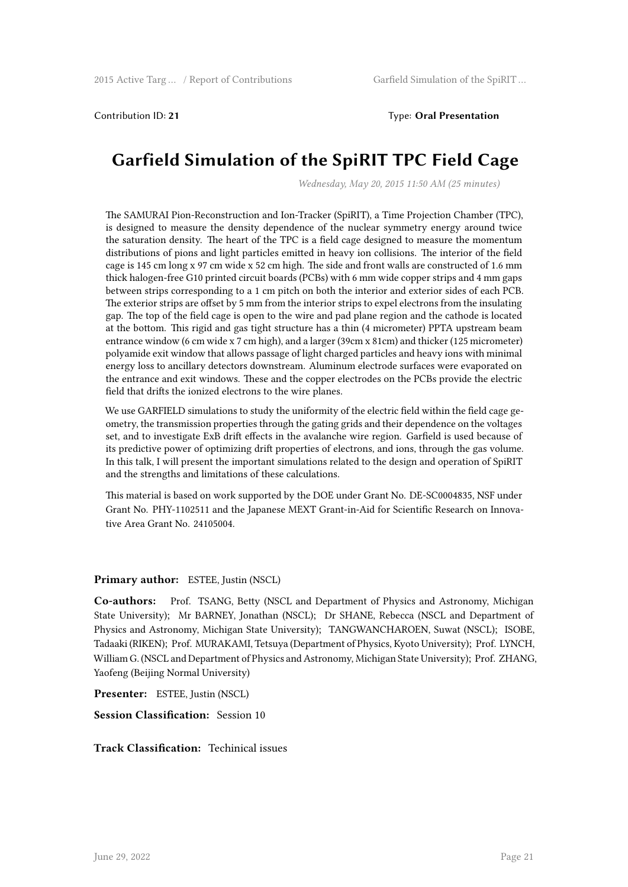Contribution ID: **21** Type: **Oral Presentation**

# Garfield Simulation of the SpiRIT TPC Field Cage

*Wednesday, May 20, 2015 11:50 AM (25 minutes)*

The SAMURAI Pion-Reconstruction and Ion-Tracker (SpiRIT), a Time Projection Chamber (TPC), is designed to measure the density dependence of the nuclear symmetry energy around twice the saturation density. The heart of the TPC is a field cage designed to measure the momentum distributions of pions and light particles emitted in heavy ion collisions. The interior of the field cage is 145 cm long x 97 cm wide x 52 cm high. The side and front walls are constructed of 1.6 mm thick halogen-free G10 printed circuit boards (PCBs) with 6 mm wide copper strips and 4 mm gaps between strips corresponding to a 1 cm pitch on both the interior and exterior sides of each PCB. The exterior strips are offset by 5 mm from the interior strips to expel electrons from the insulating gap. The top of the field cage is open to the wire and pad plane region and the cathode is located at the bottom. This rigid and gas tight structure has a thin (4 micrometer) PPTA upstream beam entrance window (6 cm wide x 7 cm high), and a larger (39cm x 81cm) and thicker (125 micrometer) polyamide exit window that allows passage of light charged particles and heavy ions with minimal energy loss to ancillary detectors downstream. Aluminum electrode surfaces were evaporated on the entrance and exit windows. These and the copper electrodes on the PCBs provide the electric field that drifts the ionized electrons to the wire planes.

We use GARFIELD simulations to study the uniformity of the electric field within the field cage geometry, the transmission properties through the gating grids and their dependence on the voltages set, and to investigate ExB drift effects in the avalanche wire region. Garfield is used because of its predictive power of optimizing drift properties of electrons, and ions, through the gas volume. In this talk, I will present the important simulations related to the design and operation of SpiRIT and the strengths and limitations of these calculations.

This material is based on work supported by the DOE under Grant No. DE-SC0004835, NSF under Grant No. PHY-1102511 and the Japanese MEXT Grant-in-Aid for Scientific Research on Innovative Area Grant No. 24105004.

**Primary author:** ESTEE, Justin (NSCL)

**Co-authors:** Prof. TSANG, Betty (NSCL and Department of Physics and Astronomy, Michigan State University); Mr BARNEY, Jonathan (NSCL); Dr SHANE, Rebecca (NSCL and Department of Physics and Astronomy, Michigan State University); TANGWANCHAROEN, Suwat (NSCL); ISOBE, Tadaaki (RIKEN); Prof. MURAKAMI, Tetsuya (Department of Physics, Kyoto University); Prof. LYNCH, William G. (NSCL and Department of Physics and Astronomy, Michigan State University); Prof. ZHANG, Yaofeng (Beijing Normal University)

**Presenter:** ESTEE, Justin (NSCL)

**Session Classification:** Session 10

**Track Classification:** Techinical issues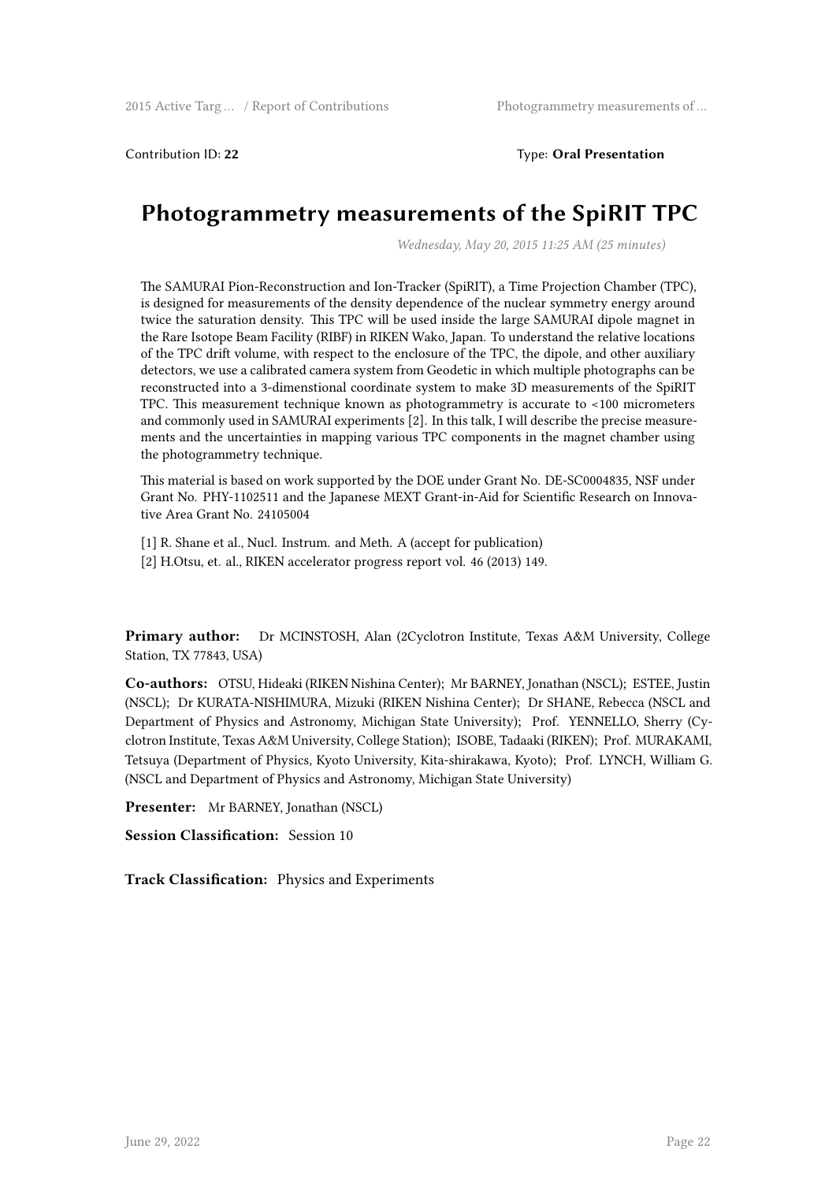Contribution ID: **22**

Type: **Oral Presentation**

# Photogrammetry measurements of the SpiRIT TPC

*Wednesday, May 20, 2015 11:25 AM (25 minutes)*

The SAMURAI Pion-Reconstruction and Ion-Tracker (SpiRIT), a Time Projection Chamber (TPC), is designed for measurements of the density dependence of the nuclear symmetry energy around twice the saturation density. This TPC will be used inside the large SAMURAI dipole magnet in the Rare Isotope Beam Facility (RIBF) in RIKEN Wako, Japan. To understand the relative locations of the TPC drift volume, with respect to the enclosure of the TPC, the dipole, and other auxiliary detectors, we use a calibrated camera system from Geodetic in which multiple photographs can be reconstructed into a 3-dimenstional coordinate system to make 3D measurements of the SpiRIT TPC. This measurement technique known as photogrammetry is accurate to <100 micrometers and commonly used in SAMURAI experiments [2]. In this talk, I will describe the precise measurements and the uncertainties in mapping various TPC components in the magnet chamber using the photogrammetry technique.

This material is based on work supported by the DOE under Grant No. DE-SC0004835, NSF under Grant No. PHY-1102511 and the Japanese MEXT Grant-in-Aid for Scientific Research on Innovative Area Grant No. 24105004

[1] R. Shane et al., Nucl. Instrum. and Meth. A (accept for publication)

[2] H.Otsu, et. al., RIKEN accelerator progress report vol. 46 (2013) 149.

**Primary author:** Dr MCINSTOSH, Alan (2Cyclotron Institute, Texas A&M University, College Station, TX 77843, USA)

**Co-authors:** OTSU, Hideaki (RIKEN Nishina Center); Mr BARNEY, Jonathan (NSCL); ESTEE, Justin (NSCL); Dr KURATA-NISHIMURA, Mizuki (RIKEN Nishina Center); Dr SHANE, Rebecca (NSCL and Department of Physics and Astronomy, Michigan State University); Prof. YENNELLO, Sherry (Cyclotron Institute, Texas A&M University, College Station); ISOBE, Tadaaki (RIKEN); Prof. MURAKAMI, Tetsuya (Department of Physics, Kyoto University, Kita-shirakawa, Kyoto); Prof. LYNCH, William G. (NSCL and Department of Physics and Astronomy, Michigan State University)

**Presenter:** Mr BARNEY, Jonathan (NSCL)

**Session Classification:** Session 10

**Track Classification:** Physics and Experiments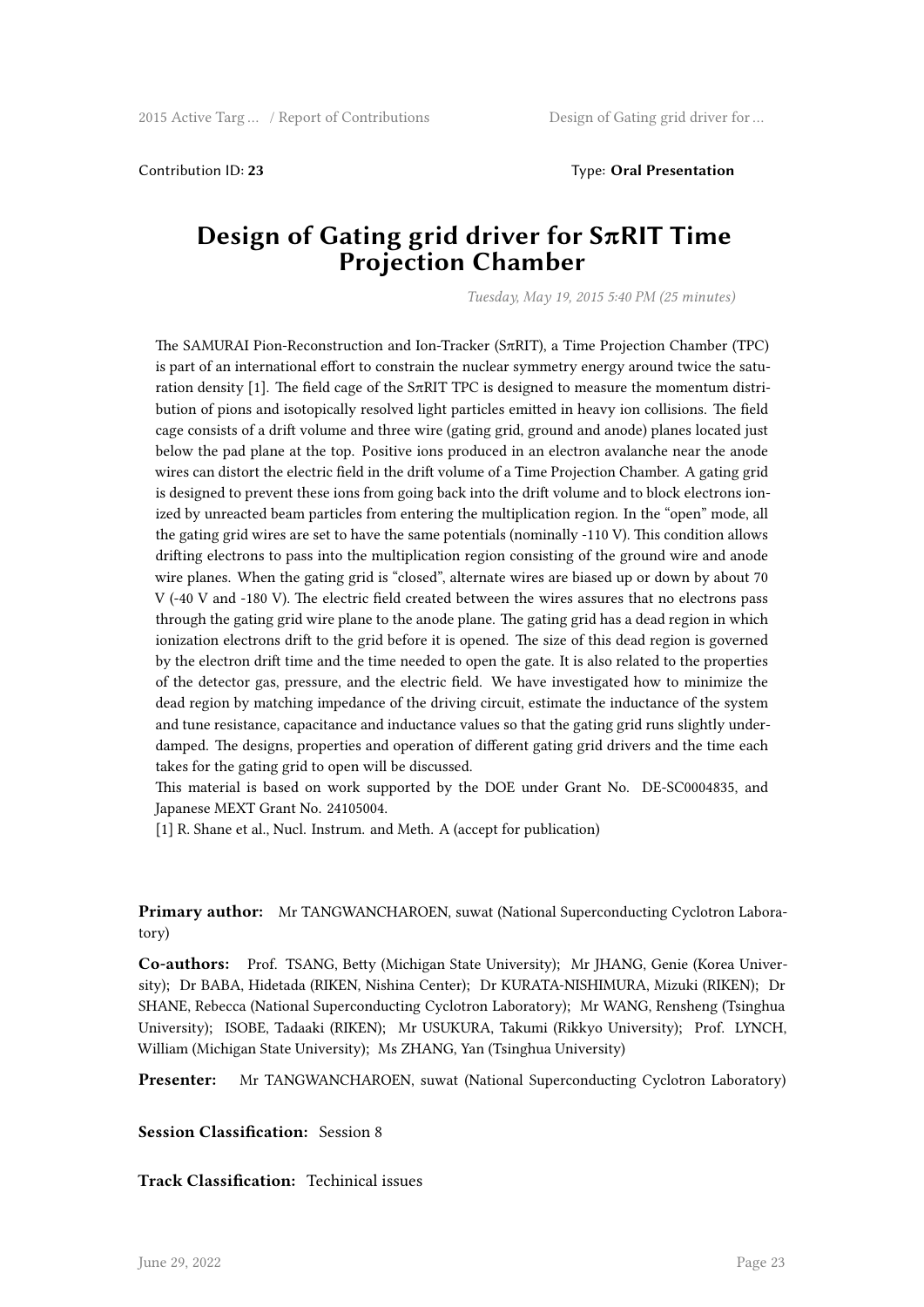Contribution ID: **23** Type: **Oral Presentation**

# Design of Gating grid driver for SπRIT Time Projection Chamber

*Tuesday, May 19, 2015 5:40 PM (25 minutes)*

The SAMURAI Pion-Reconstruction and Ion-Tracker (SπRIT), a Time Projection Chamber (TPC) is part of an international effort to constrain the nuclear symmetry energy around twice the saturation density [1]. The field cage of the SπRIT TPC is designed to measure the momentum distribution of pions and isotopically resolved light particles emitted in heavy ion collisions. The field cage consists of a drift volume and three wire (gating grid, ground and anode) planes located just below the pad plane at the top. Positive ions produced in an electron avalanche near the anode wires can distort the electric field in the drift volume of a Time Projection Chamber. A gating grid is designed to prevent these ions from going back into the drift volume and to block electrons ionized by unreacted beam particles from entering the multiplication region. In the "open" mode, all the gating grid wires are set to have the same potentials (nominally -110 V). This condition allows drifting electrons to pass into the multiplication region consisting of the ground wire and anode wire planes. When the gating grid is "closed", alternate wires are biased up or down by about 70 V (-40 V and -180 V). The electric field created between the wires assures that no electrons pass through the gating grid wire plane to the anode plane. The gating grid has a dead region in which ionization electrons drift to the grid before it is opened. The size of this dead region is governed by the electron drift time and the time needed to open the gate. It is also related to the properties of the detector gas, pressure, and the electric field. We have investigated how to minimize the dead region by matching impedance of the driving circuit, estimate the inductance of the system and tune resistance, capacitance and inductance values so that the gating grid runs slightly under-damped. The designs, properties and operation of different gating grid drivers and the time each takes for the gating grid to open will be discussed.

This material is based on work supported by the DOE under Grant No. DE-SC0004835, and Japanese MEXT Grant No. 24105004.

[1] R. Shane et al., Nucl. Instrum. and Meth. A (accept for publication)

**Primary author:** Mr TANGWANCHAROEN, suwat (National Superconducting Cyclotron Laboratory)

**Co-authors:** Prof. TSANG, Betty (Michigan State University); Mr JHANG, Genie (Korea University); Dr BABA, Hidetada (RIKEN, Nishina Center); Dr KURATA-NISHIMURA, Mizuki (RIKEN); Dr SHANE, Rebecca (National Superconducting Cyclotron Laboratory); Mr WANG, Rensheng (Tsinghua University); ISOBE, Tadaaki (RIKEN); Mr USUKURA, Takumi (Rikkyo University); Prof. LYNCH, William (Michigan State University); Ms ZHANG, Yan (Tsinghua University)

**Presenter:** Mr TANGWANCHAROEN, suwat (National Superconducting Cyclotron Laboratory)

**Session Classification:** Session 8

**Track Classification:** Techinical issues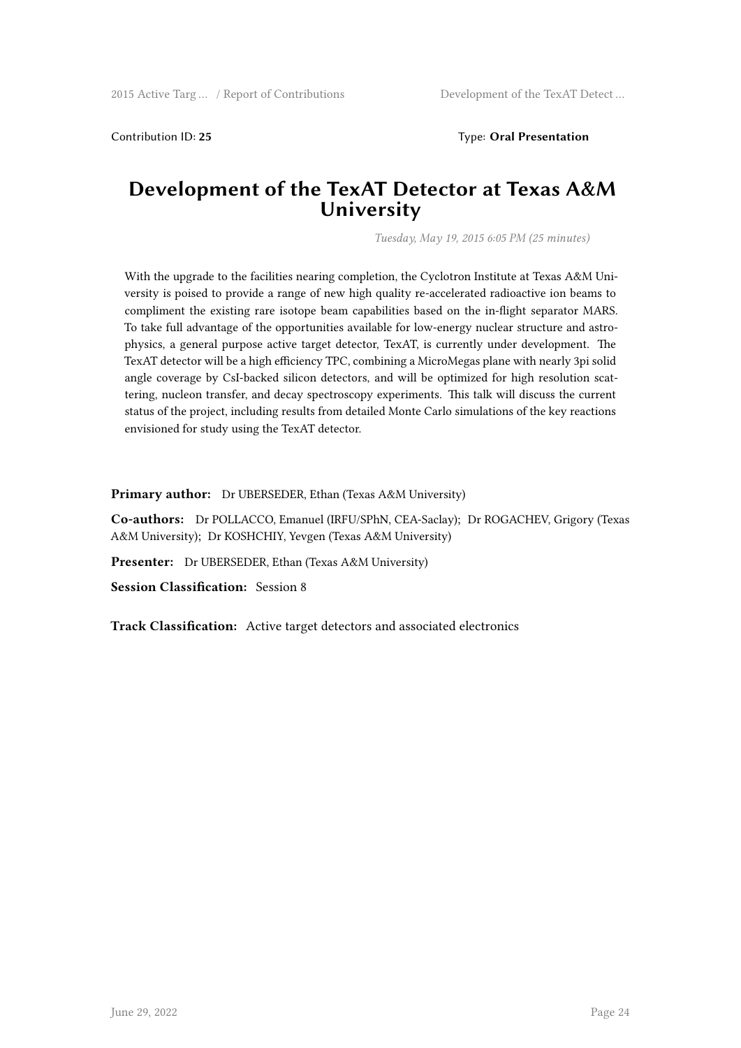Contribution ID: **25**

Type: **Oral Presentation**

# Development of the TexAT Detector at Texas A&M University

*Tuesday, May 19, 2015 6:05 PM (25 minutes)*

With the upgrade to the facilities nearing completion, the Cyclotron Institute at Texas A&M University is poised to provide a range of new high quality re-accelerated radioactive ion beams to compliment the existing rare isotope beam capabilities based on the in-flight separator MARS. To take full advantage of the opportunities available for low-energy nuclear structure and astrophysics, a general purpose active target detector, TexAT, is currently under development. The TexAT detector will be a high efficiency TPC, combining a MicroMegas plane with nearly 3pi solid angle coverage by CsI-backed silicon detectors, and will be optimized for high resolution scattering, nucleon transfer, and decay spectroscopy experiments. This talk will discuss the current status of the project, including results from detailed Monte Carlo simulations of the key reactions envisioned for study using the TexAT detector.

**Primary author:** Dr UBERSEDER, Ethan (Texas A&M University)

**Co-authors:** Dr POLLACCO, Emanuel (IRFU/SPhN, CEA-Saclay); Dr ROGACHEV, Grigory (Texas A&M University); Dr KOSHCHIY, Yevgen (Texas A&M University)

**Presenter:** Dr UBERSEDER, Ethan (Texas A&M University)

**Session Classification:** Session 8

**Track Classification:** Active target detectors and associated electronics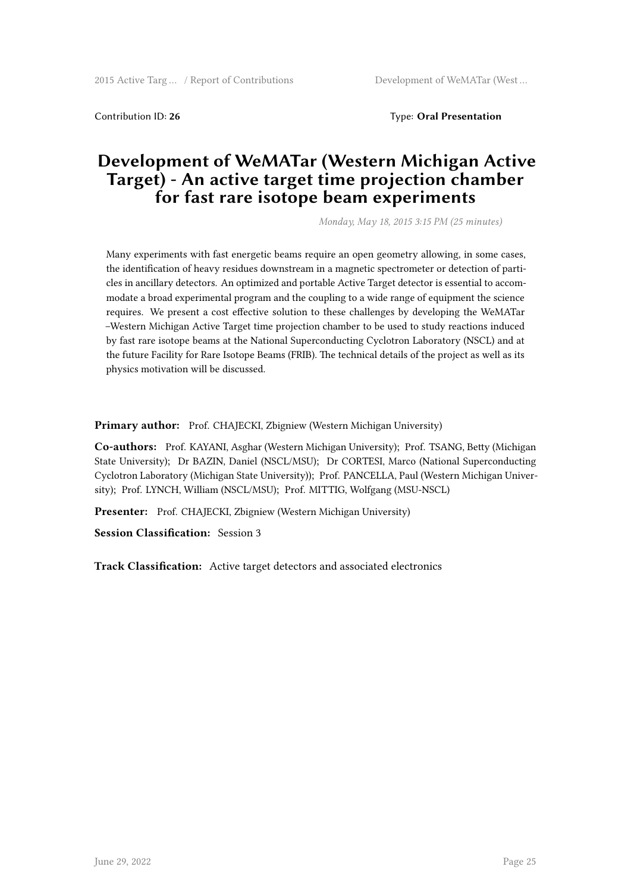Contribution ID: **26** Type: **Oral Presentation**

# Development of WeMATar (Western Michigan Active Target) - An active target time projection chamber for fast rare isotope beam experiments

*Monday, May 18, 2015 3:15 PM (25 minutes)*

Many experiments with fast energetic beams require an open geometry allowing, in some cases, the identification of heavy residues downstream in a magnetic spectrometer or detection of particles in ancillary detectors. An optimized and portable Active Target detector is essential to accommodate a broad experimental program and the coupling to a wide range of equipment the science requires. We present a cost effective solution to these challenges by developing the WeMATar –Western Michigan Active Target time projection chamber to be used to study reactions induced by fast rare isotope beams at the National Superconducting Cyclotron Laboratory (NSCL) and at the future Facility for Rare Isotope Beams (FRIB). The technical details of the project as well as its physics motivation will be discussed.

**Primary author:** Prof. CHAJECKI, Zbigniew (Western Michigan University)

**Co-authors:** Prof. KAYANI, Asghar (Western Michigan University); Prof. TSANG, Betty (Michigan State University); Dr BAZIN, Daniel (NSCL/MSU); Dr CORTESI, Marco (National Superconducting Cyclotron Laboratory (Michigan State University)); Prof. PANCELLA, Paul (Western Michigan University); Prof. LYNCH, William (NSCL/MSU); Prof. MITTIG, Wolfgang (MSU-NSCL)

**Presenter:** Prof. CHAJECKI, Zbigniew (Western Michigan University)

**Session Classification:** Session 3

**Track Classification:** Active target detectors and associated electronics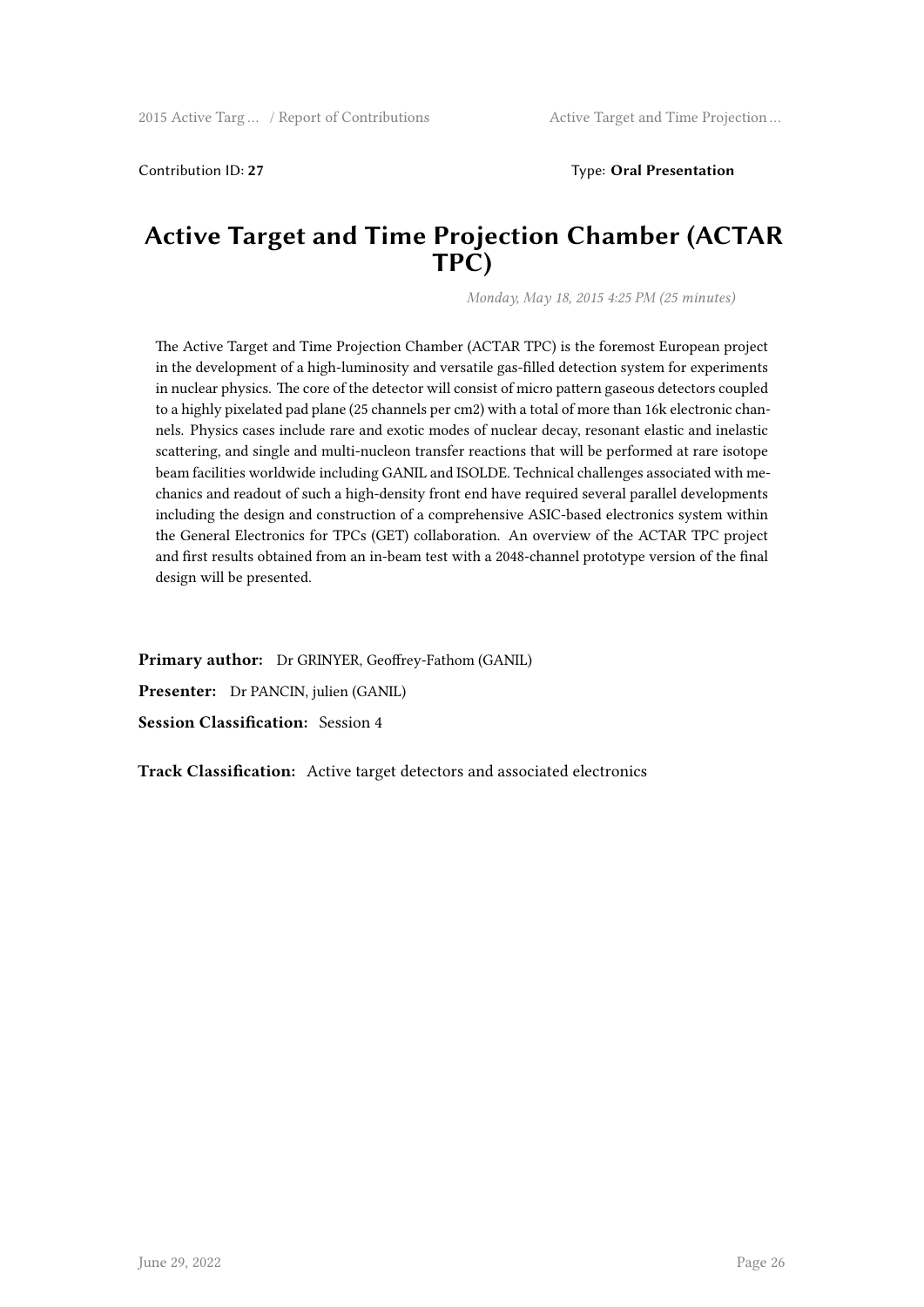Contribution ID: **27**

Type: **Oral Presentation**

# Active Target and Time Projection Chamber (ACTAR TPC)

*Monday, May 18, 2015 4:25 PM (25 minutes)*

The Active Target and Time Projection Chamber (ACTAR TPC) is the foremost European project in the development of a high-luminosity and versatile gas-filled detection system for experiments in nuclear physics. The core of the detector will consist of micro pattern gaseous detectors coupled to a highly pixelated pad plane (25 channels per cm2) with a total of more than 16k electronic channels. Physics cases include rare and exotic modes of nuclear decay, resonant elastic and inelastic scattering, and single and multi-nucleon transfer reactions that will be performed at rare isotope beam facilities worldwide including GANIL and ISOLDE. Technical challenges associated with mechanics and readout of such a high-density front end have required several parallel developments including the design and construction of a comprehensive ASIC-based electronics system within the General Electronics for TPCs (GET) collaboration. An overview of the ACTAR TPC project and first results obtained from an in-beam test with a 2048-channel prototype version of the final design will be presented.

**Primary author:** Dr GRINYER, Geoffrey-Fathom (GANIL)

**Presenter:** Dr PANCIN, julien (GANIL)

**Session Classification:** Session 4

**Track Classification:** Active target detectors and associated electronics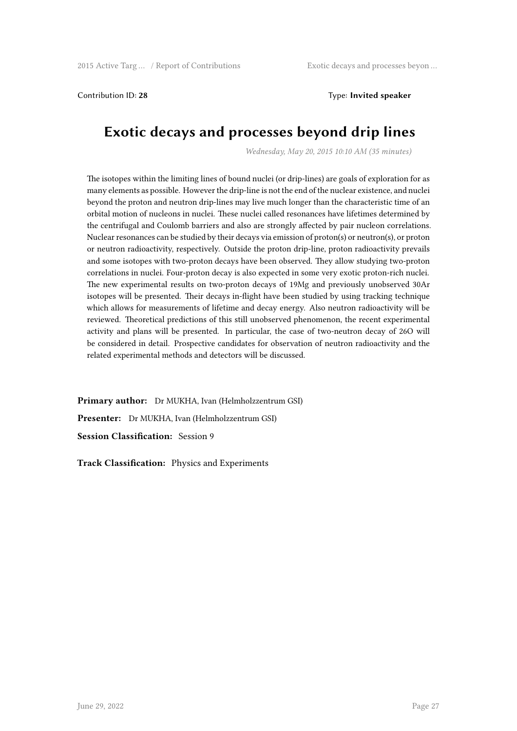Contribution ID: **28** Type: **Invited speaker**

# Exotic decays and processes beyond drip lines

*Wednesday, May 20, 2015 10:10 AM (35 minutes)*

The isotopes within the limiting lines of bound nuclei (or drip-lines) are goals of exploration for as many elements as possible. However the drip-line is not the end of the nuclear existence, and nuclei beyond the proton and neutron drip-lines may live much longer than the characteristic time of an orbital motion of nucleons in nuclei. These nuclei called resonances have lifetimes determined by the centrifugal and Coulomb barriers and also are strongly affected by pair nucleon correlations. Nuclear resonances can be studied by their decays via emission of proton(s) or neutron(s), or proton or neutron radioactivity, respectively. Outside the proton drip-line, proton radioactivity prevails and some isotopes with two-proton decays have been observed. They allow studying two-proton correlations in nuclei. Four-proton decay is also expected in some very exotic proton-rich nuclei. The new experimental results on two-proton decays of 19Mg and previously unobserved 30Ar isotopes will be presented. Their decays in-flight have been studied by using tracking technique which allows for measurements of lifetime and decay energy. Also neutron radioactivity will be reviewed. Theoretical predictions of this still unobserved phenomenon, the recent experimental activity and plans will be presented. In particular, the case of two-neutron decay of 26O will be considered in detail. Prospective candidates for observation of neutron radioactivity and the related experimental methods and detectors will be discussed.

**Primary author:** Dr MUKHA, Ivan (Helmholzzentrum GSI)

**Presenter:** Dr MUKHA, Ivan (Helmholzzentrum GSI)

**Session Classification:** Session 9

**Track Classification:** Physics and Experiments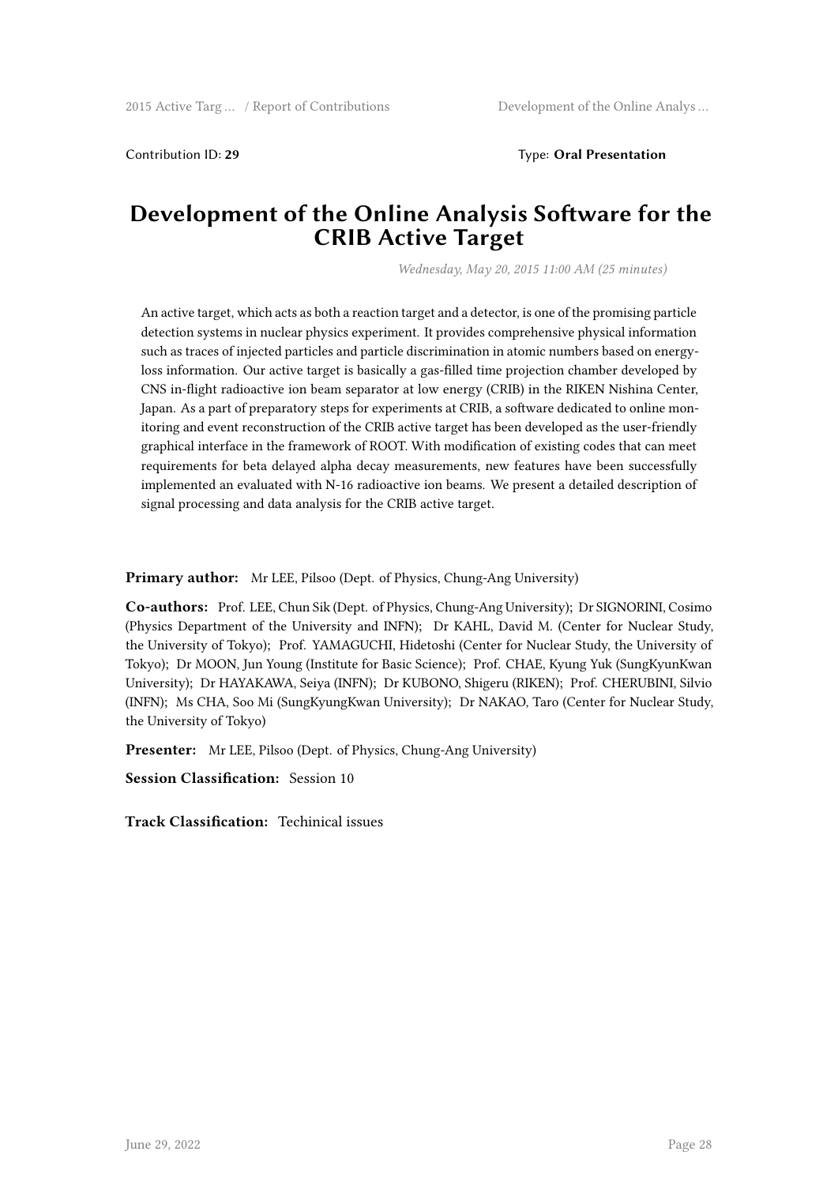Contribution ID: **29** Type: **Oral Presentation**

# Development of the Online Analysis Software for the CRIB Active Target

*Wednesday, May 20, 2015 11:00 AM (25 minutes)*

An active target, which acts as both a reaction target and a detector, is one of the promising particle detection systems in nuclear physics experiment. It provides comprehensive physical information such as traces of injected particles and particle discrimination in atomic numbers based on energy-loss information. Our active target is basically a gas-filled time projection chamber developed by CNS in-flight radioactive ion beam separator at low energy (CRIB) in the RIKEN Nishina Center, Japan. As a part of preparatory steps for experiments at CRIB, a software dedicated to online monitoring and event reconstruction of the CRIB active target has been developed as the user-friendly graphical interface in the framework of ROOT. With modification of existing codes that can meet requirements for beta delayed alpha decay measurements, new features have been successfully implemented an evaluated with N-16 radioactive ion beams. We present a detailed description of signal processing and data analysis for the CRIB active target.

**Primary author:** Mr LEE, Pilsoo (Dept. of Physics, Chung-Ang University)

**Co-authors:** Prof. LEE, Chun Sik (Dept. of Physics, Chung-Ang University); Dr SIGNORINI, Cosimo (Physics Department of the University and INFN); Dr KAHL, David M. (Center for Nuclear Study, the University of Tokyo); Prof. YAMAGUCHI, Hidetoshi (Center for Nuclear Study, the University of Tokyo); Dr MOON, Jun Young (Institute for Basic Science); Prof. CHAE, Kyung Yuk (SungKyunKwan University); Dr HAYAKAWA, Seiya (INFN); Dr KUBONO, Shigeru (RIKEN); Prof. CHERUBINI, Silvio (INFN); Ms CHA, Soo Mi (SungKyungKwan University); Dr NAKAO, Taro (Center for Nuclear Study, the University of Tokyo)

**Presenter:** Mr LEE, Pilsoo (Dept. of Physics, Chung-Ang University)

**Session Classification:** Session 10

**Track Classification:** Techinical issues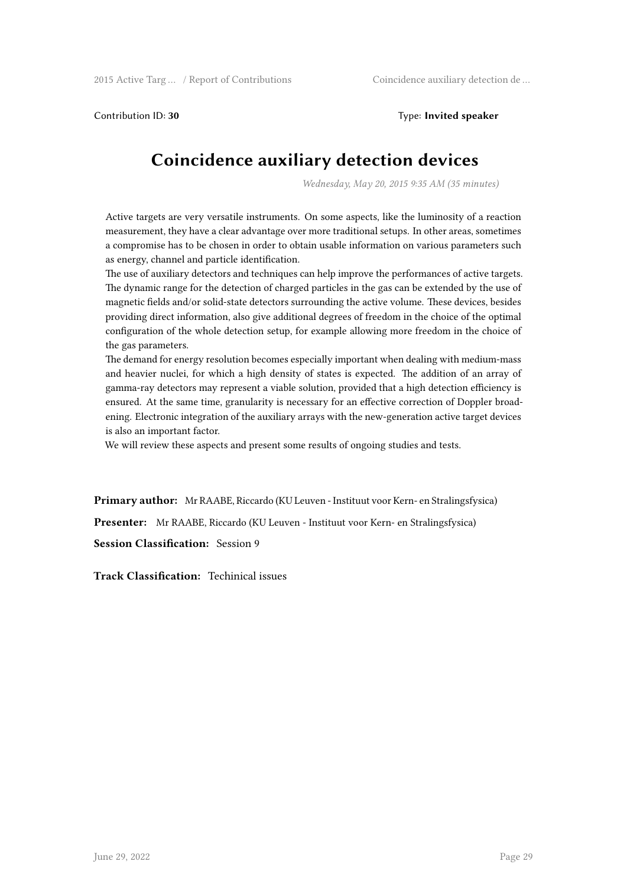Contribution ID: **30** Type: **Invited speaker**

# Coincidence auxiliary detection devices

*Wednesday, May 20, 2015 9:35 AM (35 minutes)*

Active targets are very versatile instruments. On some aspects, like the luminosity of a reaction measurement, they have a clear advantage over more traditional setups. In other areas, sometimes a compromise has to be chosen in order to obtain usable information on various parameters such as energy, channel and particle identification.

The use of auxiliary detectors and techniques can help improve the performances of active targets. The dynamic range for the detection of charged particles in the gas can be extended by the use of magnetic fields and/or solid-state detectors surrounding the active volume. These devices, besides providing direct information, also give additional degrees of freedom in the choice of the optimal configuration of the whole detection setup, for example allowing more freedom in the choice of the gas parameters.

The demand for energy resolution becomes especially important when dealing with medium-mass and heavier nuclei, for which a high density of states is expected. The addition of an array of gamma-ray detectors may represent a viable solution, provided that a high detection efficiency is ensured. At the same time, granularity is necessary for an effective correction of Doppler broadening. Electronic integration of the auxiliary arrays with the new-generation active target devices is also an important factor.

We will review these aspects and present some results of ongoing studies and tests.

**Primary author:** Mr RAABE, Riccardo (KU Leuven - Instituut voor Kern- en Stralingsfysica)

**Presenter:** Mr RAABE, Riccardo (KU Leuven - Instituut voor Kern- en Stralingsfysica)

**Session Classification:** Session 9

**Track Classification:** Techinical issues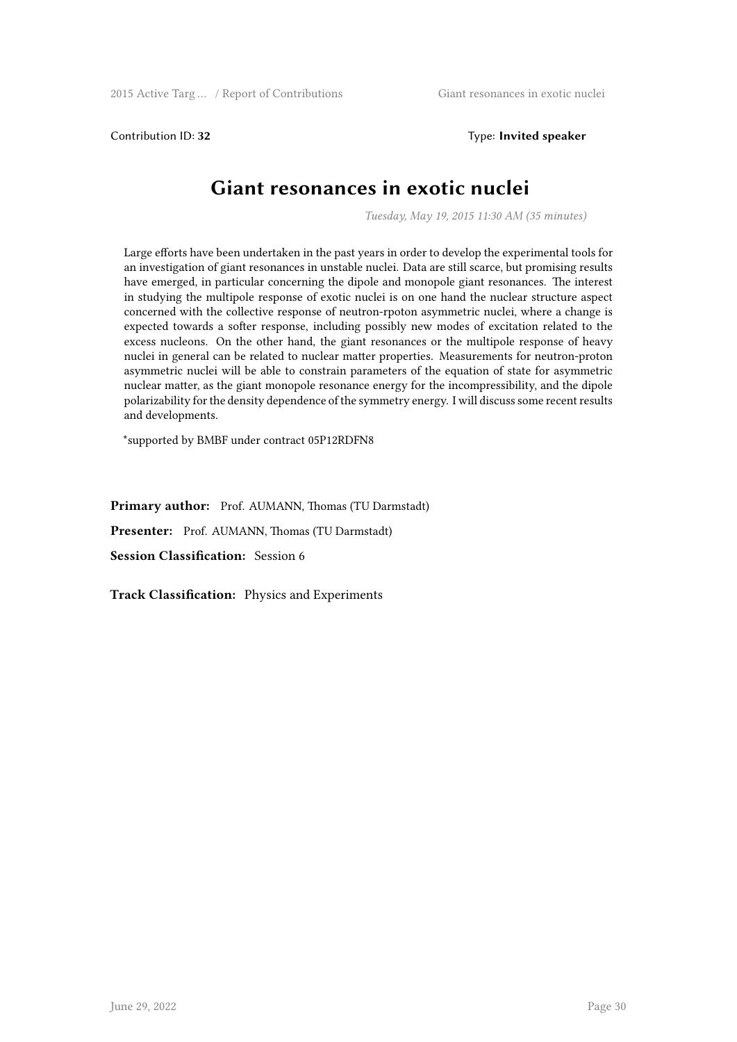Contribution ID: **32** Type: **Invited speaker**

# Giant resonances in exotic nuclei

*Tuesday, May 19, 2015 11:30 AM (35 minutes)*

Large efforts have been undertaken in the past years in order to develop the experimental tools for an investigation of giant resonances in unstable nuclei. Data are still scarce, but promising results have emerged, in particular concerning the dipole and monopole giant resonances. The interest in studying the multipole response of exotic nuclei is on one hand the nuclear structure aspect concerned with the collective response of neutron-rpoton asymmetric nuclei, where a change is expected towards a softer response, including possibly new modes of excitation related to the excess nucleons. On the other hand, the giant resonances or the multipole response of heavy nuclei in general can be related to nuclear matter properties. Measurements for neutron-proton asymmetric nuclei will be able to constrain parameters of the equation of state for asymmetric nuclear matter, as the giant monopole resonance energy for the incompressibility, and the dipole polarizability for the density dependence of the symmetry energy. I will discuss some recent results and developments.

*supported by BMBF under contract 05P12RDFN8

**Primary author:** Prof. AUMANN, Thomas (TU Darmstadt)

**Presenter:** Prof. AUMANN, Thomas (TU Darmstadt)

**Session Classification:** Session 6

**Track Classification:** Physics and Experiments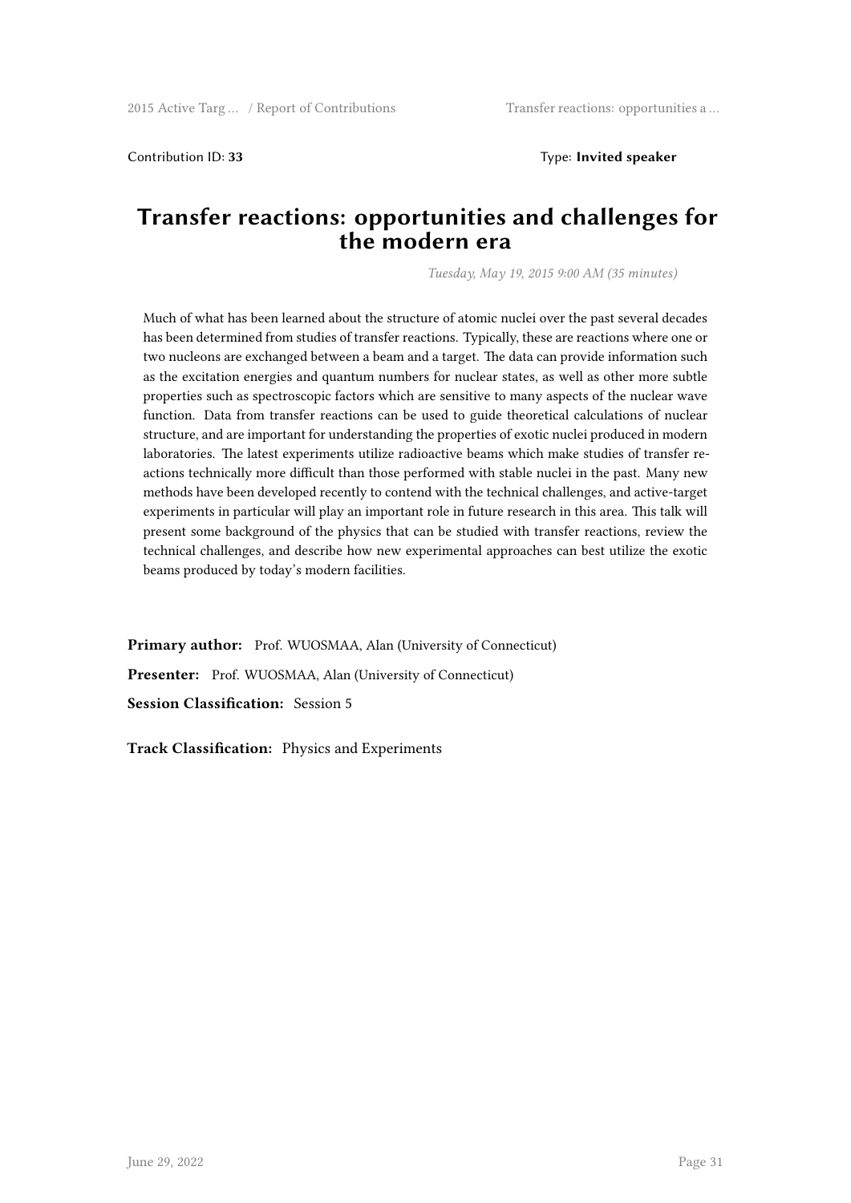Contribution ID: **33** Type: **Invited speaker**

# Transfer reactions: opportunities and challenges for the modern era

*Tuesday, May 19, 2015 9:00 AM (35 minutes)*

Much of what has been learned about the structure of atomic nuclei over the past several decades has been determined from studies of transfer reactions. Typically, these are reactions where one or two nucleons are exchanged between a beam and a target. The data can provide information such as the excitation energies and quantum numbers for nuclear states, as well as other more subtle properties such as spectroscopic factors which are sensitive to many aspects of the nuclear wave function. Data from transfer reactions can be used to guide theoretical calculations of nuclear structure, and are important for understanding the properties of exotic nuclei produced in modern laboratories. The latest experiments utilize radioactive beams which make studies of transfer reactions technically more difficult than those performed with stable nuclei in the past. Many new methods have been developed recently to contend with the technical challenges, and active-target experiments in particular will play an important role in future research in this area. This talk will present some background of the physics that can be studied with transfer reactions, review the technical challenges, and describe how new experimental approaches can best utilize the exotic beams produced by today's modern facilities.

**Primary author:** Prof. WUOSMAA, Alan (University of Connecticut)

**Presenter:** Prof. WUOSMAA, Alan (University of Connecticut)

**Session Classification:** Session 5

**Track Classification:** Physics and Experiments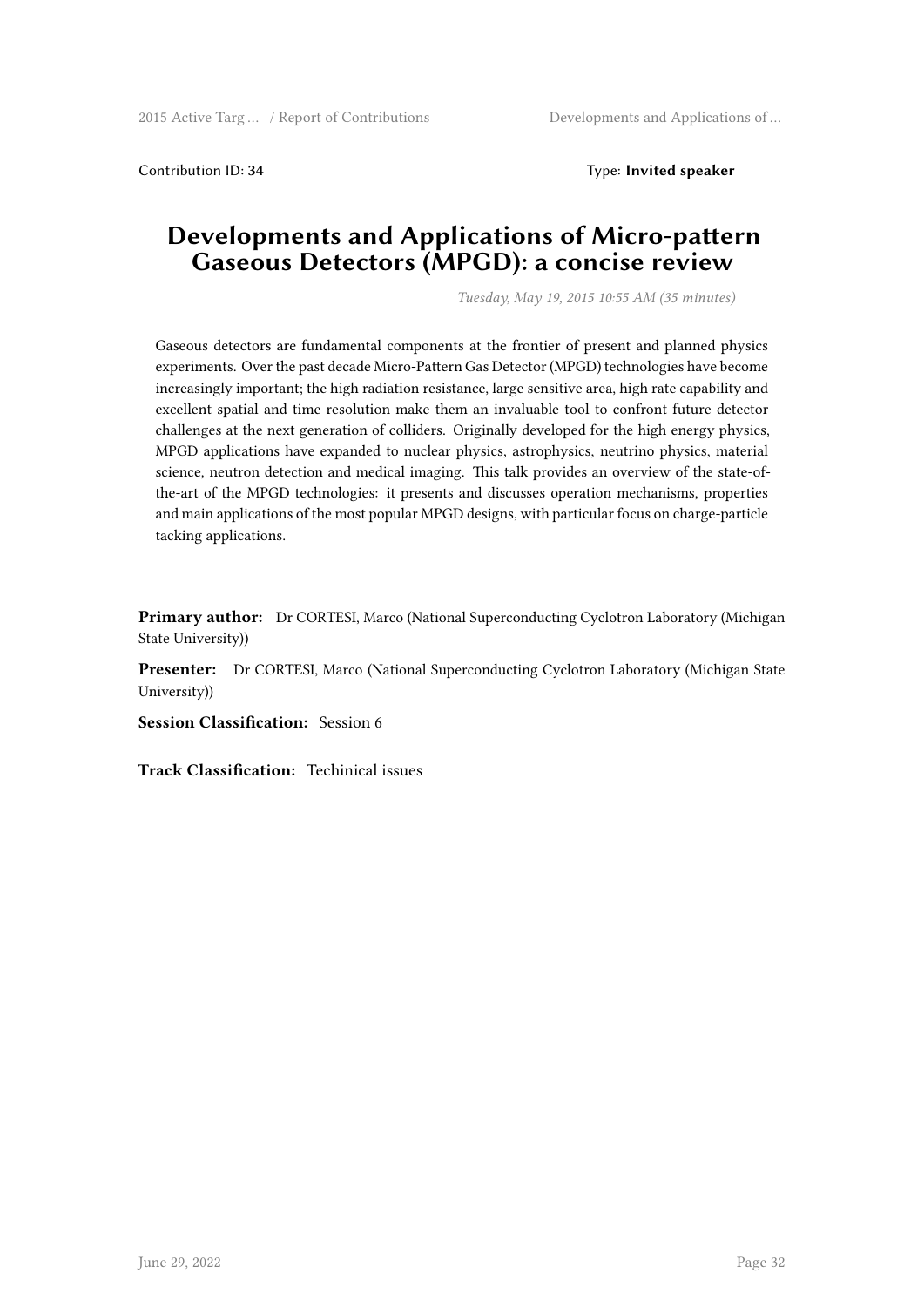Contribution ID: **34** Type: **Invited speaker**

# Developments and Applications of Micro-pattern Gaseous Detectors (MPGD): a concise review

*Tuesday, May 19, 2015 10:55 AM (35 minutes)*

Gaseous detectors are fundamental components at the frontier of present and planned physics experiments. Over the past decade Micro-Pattern Gas Detector (MPGD) technologies have become increasingly important; the high radiation resistance, large sensitive area, high rate capability and excellent spatial and time resolution make them an invaluable tool to confront future detector challenges at the next generation of colliders. Originally developed for the high energy physics, MPGD applications have expanded to nuclear physics, astrophysics, neutrino physics, material science, neutron detection and medical imaging. This talk provides an overview of the state-of-the-art of the MPGD technologies: it presents and discusses operation mechanisms, properties and main applications of the most popular MPGD designs, with particular focus on charge-particle tacking applications.

**Primary author:** Dr CORTESI, Marco (National Superconducting Cyclotron Laboratory (Michigan State University))

**Presenter:** Dr CORTESI, Marco (National Superconducting Cyclotron Laboratory (Michigan State University))

**Session Classification:** Session 6

**Track Classification:** Techinical issues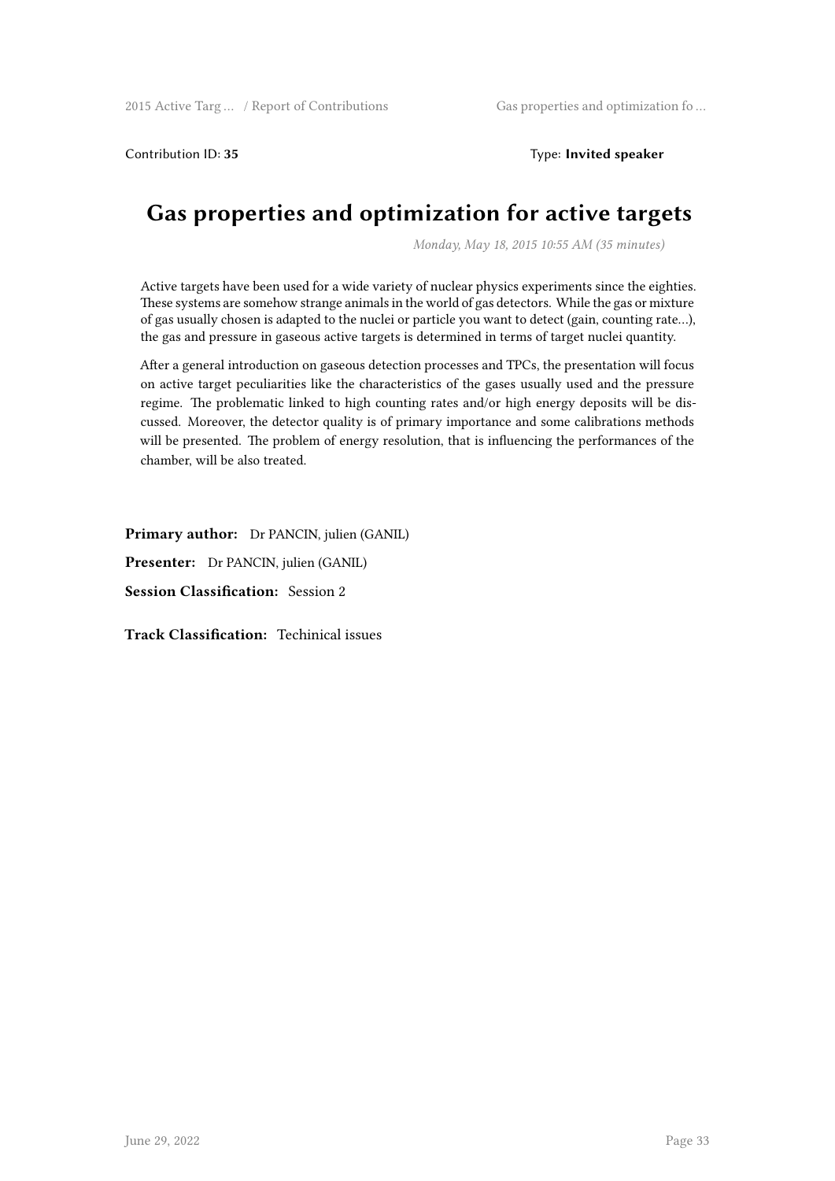Contribution ID: **35**

Type: **Invited speaker**

# Gas properties and optimization for active targets

*Monday, May 18, 2015 10:55 AM (35 minutes)*

Active targets have been used for a wide variety of nuclear physics experiments since the eighties. These systems are somehow strange animals in the world of gas detectors. While the gas or mixture of gas usually chosen is adapted to the nuclei or particle you want to detect (gain, counting rate…), the gas and pressure in gaseous active targets is determined in terms of target nuclei quantity.

After a general introduction on gaseous detection processes and TPCs, the presentation will focus on active target peculiarities like the characteristics of the gases usually used and the pressure regime. The problematic linked to high counting rates and/or high energy deposits will be discussed. Moreover, the detector quality is of primary importance and some calibrations methods will be presented. The problem of energy resolution, that is influencing the performances of the chamber, will be also treated.

**Primary author:** Dr PANCIN, julien (GANIL)

**Presenter:** Dr PANCIN, julien (GANIL)

**Session Classification:** Session 2

**Track Classification:** Techinical issues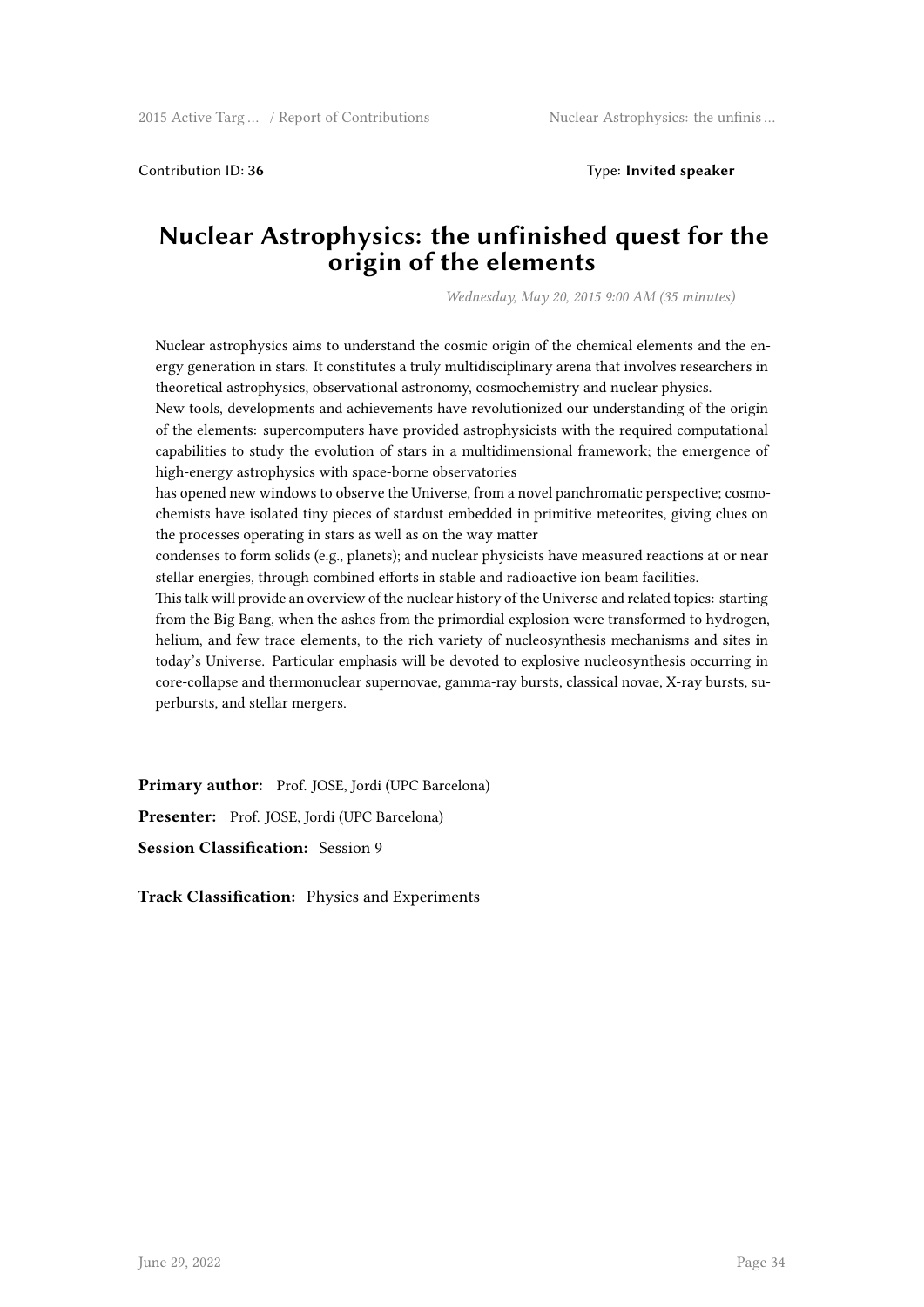Contribution ID: **36** Type: **Invited speaker**

# Nuclear Astrophysics: the unfinished quest for the origin of the elements

*Wednesday, May 20, 2015 9:00 AM (35 minutes)*

Nuclear astrophysics aims to understand the cosmic origin of the chemical elements and the energy generation in stars. It constitutes a truly multidisciplinary arena that involves researchers in theoretical astrophysics, observational astronomy, cosmochemistry and nuclear physics.
New tools, developments and achievements have revolutionized our understanding of the origin of the elements: supercomputers have provided astrophysicists with the required computational capabilities to study the evolution of stars in a multidimensional framework; the emergence of high-energy astrophysics with space-borne observatories
has opened new windows to observe the Universe, from a novel panchromatic perspective; cosmochemists have isolated tiny pieces of stardust embedded in primitive meteorites, giving clues on the processes operating in stars as well as on the way matter
condenses to form solids (e.g., planets); and nuclear physicists have measured reactions at or near stellar energies, through combined efforts in stable and radioactive ion beam facilities.
This talk will provide an overview of the nuclear history of the Universe and related topics: starting from the Big Bang, when the ashes from the primordial explosion were transformed to hydrogen, helium, and few trace elements, to the rich variety of nucleosynthesis mechanisms and sites in today's Universe. Particular emphasis will be devoted to explosive nucleosynthesis occurring in core-collapse and thermonuclear supernovae, gamma-ray bursts, classical novae, X-ray bursts, superbursts, and stellar mergers.

**Primary author:** Prof. JOSE, Jordi (UPC Barcelona)

**Presenter:** Prof. JOSE, Jordi (UPC Barcelona)

**Session Classification:** Session 9

**Track Classification:** Physics and Experiments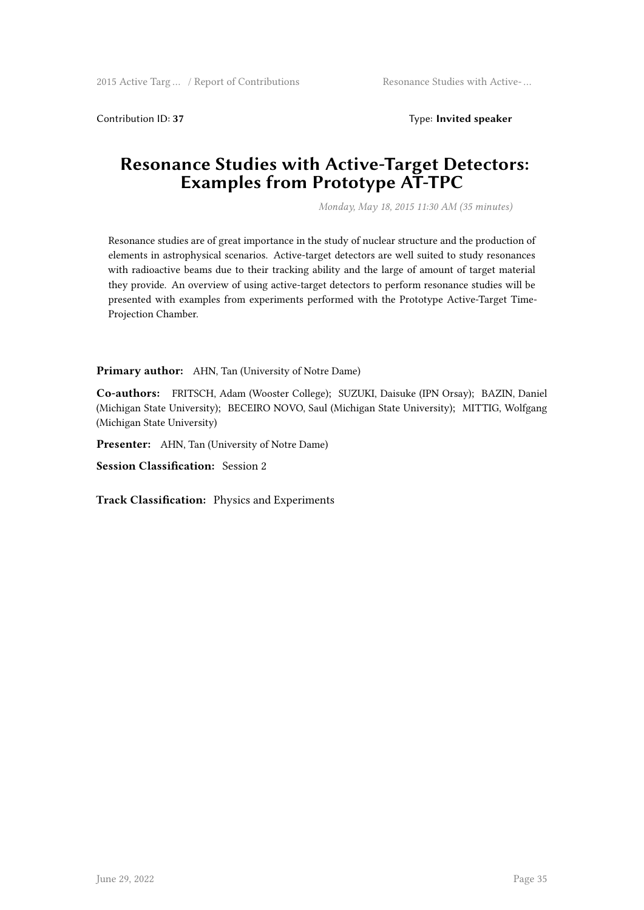Contribution ID: **37**

Type: **Invited speaker**

# Resonance Studies with Active-Target Detectors: Examples from Prototype AT-TPC

*Monday, May 18, 2015 11:30 AM (35 minutes)*

Resonance studies are of great importance in the study of nuclear structure and the production of elements in astrophysical scenarios. Active-target detectors are well suited to study resonances with radioactive beams due to their tracking ability and the large of amount of target material they provide. An overview of using active-target detectors to perform resonance studies will be presented with examples from experiments performed with the Prototype Active-Target Time-Projection Chamber.

**Primary author:** AHN, Tan (University of Notre Dame)

**Co-authors:** FRITSCH, Adam (Wooster College); SUZUKI, Daisuke (IPN Orsay); BAZIN, Daniel (Michigan State University); BECEIRO NOVO, Saul (Michigan State University); MITTIG, Wolfgang (Michigan State University)

**Presenter:** AHN, Tan (University of Notre Dame)

**Session Classification:** Session 2

**Track Classification:** Physics and Experiments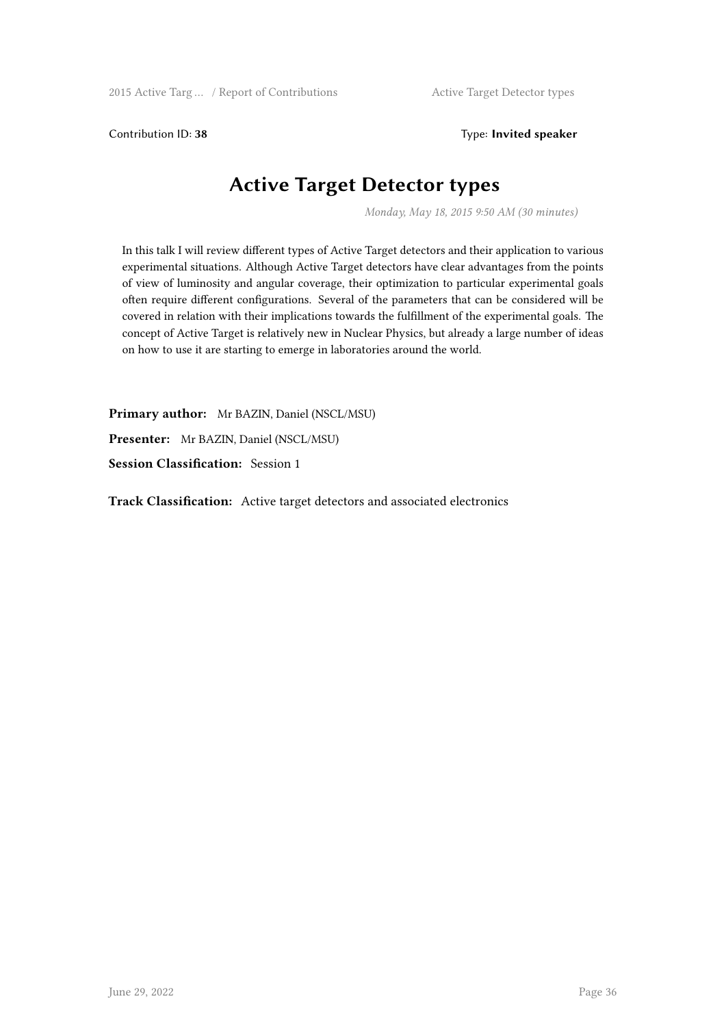Contribution ID: **38**

Type: **Invited speaker**

# Active Target Detector types

*Monday, May 18, 2015 9:50 AM (30 minutes)*

In this talk I will review different types of Active Target detectors and their application to various experimental situations. Although Active Target detectors have clear advantages from the points of view of luminosity and angular coverage, their optimization to particular experimental goals often require different configurations. Several of the parameters that can be considered will be covered in relation with their implications towards the fulfillment of the experimental goals. The concept of Active Target is relatively new in Nuclear Physics, but already a large number of ideas on how to use it are starting to emerge in laboratories around the world.

**Primary author:** Mr BAZIN, Daniel (NSCL/MSU)

**Presenter:** Mr BAZIN, Daniel (NSCL/MSU)

**Session Classification:** Session 1

**Track Classification:** Active target detectors and associated electronics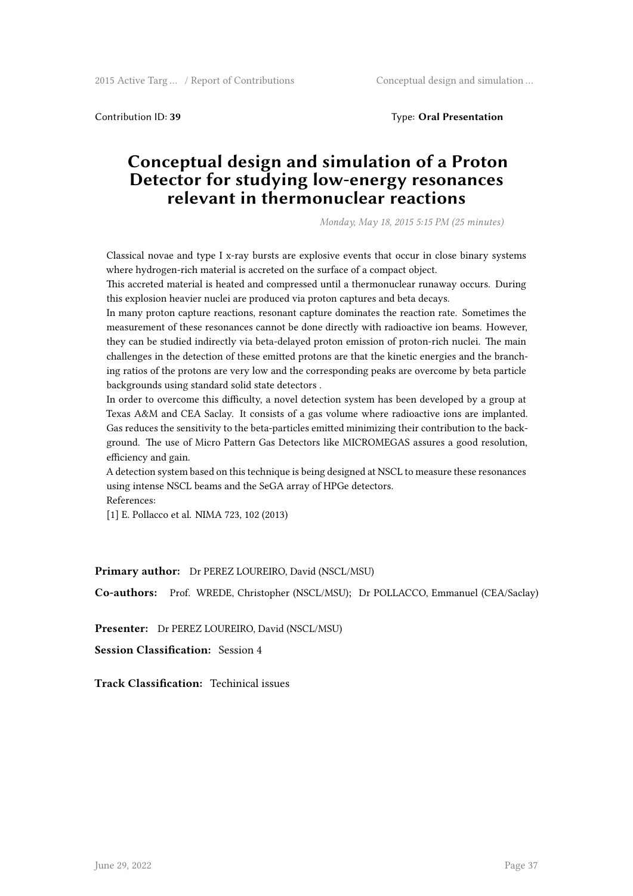Contribution ID: **39** Type: **Oral Presentation**

# Conceptual design and simulation of a Proton Detector for studying low-energy resonances relevant in thermonuclear reactions

*Monday, May 18, 2015 5:15 PM (25 minutes)*

Classical novae and type I x-ray bursts are explosive events that occur in close binary systems where hydrogen-rich material is accreted on the surface of a compact object.
This accreted material is heated and compressed until a thermonuclear runaway occurs. During this explosion heavier nuclei are produced via proton captures and beta decays.
In many proton capture reactions, resonant capture dominates the reaction rate. Sometimes the measurement of these resonances cannot be done directly with radioactive ion beams. However, they can be studied indirectly via beta-delayed proton emission of proton-rich nuclei. The main challenges in the detection of these emitted protons are that the kinetic energies and the branching ratios of the protons are very low and the corresponding peaks are overcome by beta particle backgrounds using standard solid state detectors .
In order to overcome this difficulty, a novel detection system has been developed by a group at Texas A&M and CEA Saclay. It consists of a gas volume where radioactive ions are implanted. Gas reduces the sensitivity to the beta-particles emitted minimizing their contribution to the background. The use of Micro Pattern Gas Detectors like MICROMEGAS assures a good resolution, efficiency and gain.
A detection system based on this technique is being designed at NSCL to measure these resonances using intense NSCL beams and the SeGA array of HPGe detectors.
References:
[1] E. Pollacco et al. NIMA 723, 102 (2013)

**Primary author:** Dr PEREZ LOUREIRO, David (NSCL/MSU)

**Co-authors:** Prof. WREDE, Christopher (NSCL/MSU); Dr POLLACCO, Emmanuel (CEA/Saclay)

**Presenter:** Dr PEREZ LOUREIRO, David (NSCL/MSU)

**Session Classification:** Session 4

**Track Classification:** Techinical issues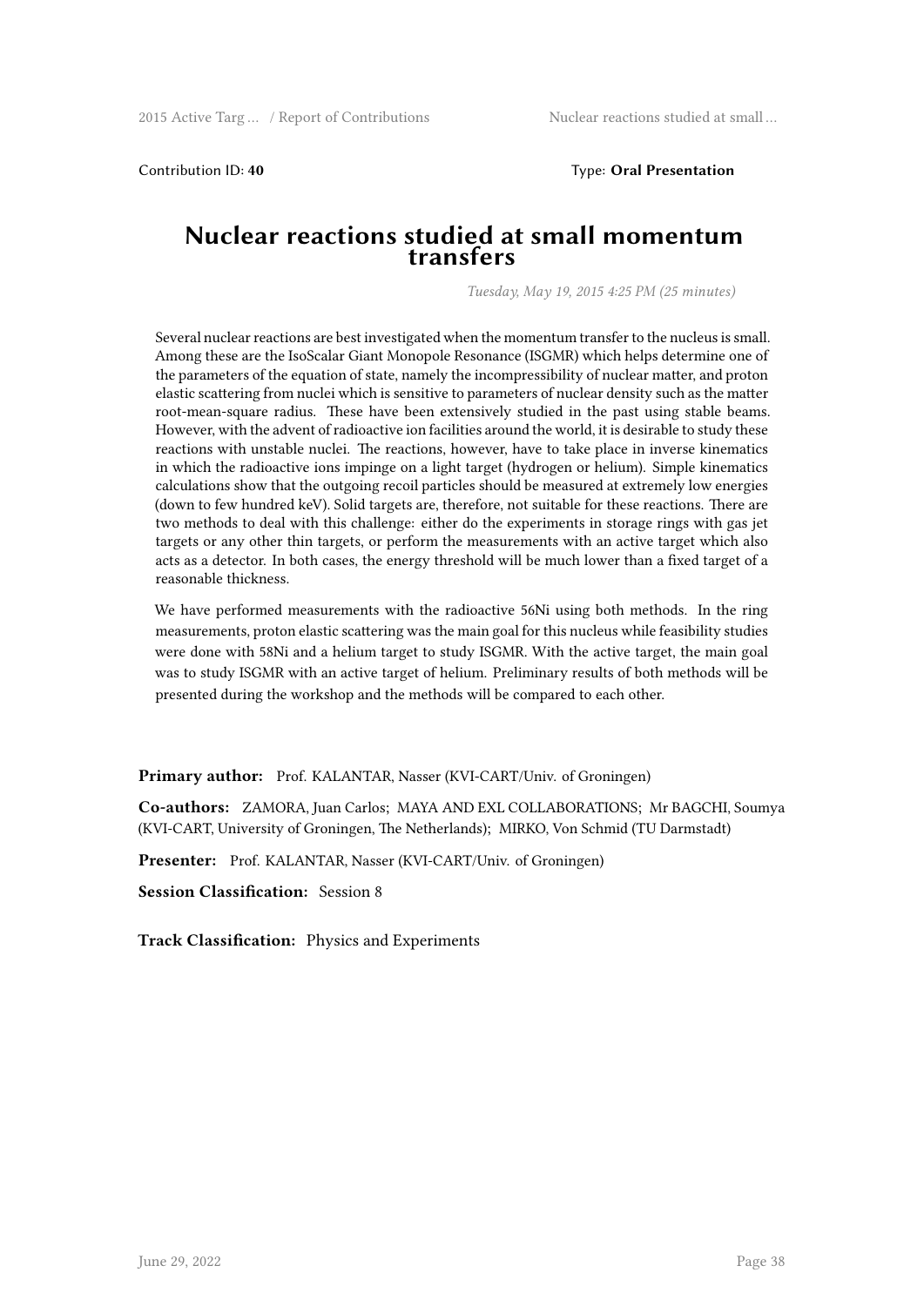Contribution ID: **40** Type: **Oral Presentation**

# Nuclear reactions studied at small momentum transfers

*Tuesday, May 19, 2015 4:25 PM (25 minutes)*

Several nuclear reactions are best investigated when the momentum transfer to the nucleus is small. Among these are the IsoScalar Giant Monopole Resonance (ISGMR) which helps determine one of the parameters of the equation of state, namely the incompressibility of nuclear matter, and proton elastic scattering from nuclei which is sensitive to parameters of nuclear density such as the matter root-mean-square radius. These have been extensively studied in the past using stable beams. However, with the advent of radioactive ion facilities around the world, it is desirable to study these reactions with unstable nuclei. The reactions, however, have to take place in inverse kinematics in which the radioactive ions impinge on a light target (hydrogen or helium). Simple kinematics calculations show that the outgoing recoil particles should be measured at extremely low energies (down to few hundred keV). Solid targets are, therefore, not suitable for these reactions. There are two methods to deal with this challenge: either do the experiments in storage rings with gas jet targets or any other thin targets, or perform the measurements with an active target which also acts as a detector. In both cases, the energy threshold will be much lower than a fixed target of a reasonable thickness.

We have performed measurements with the radioactive 56Ni using both methods. In the ring measurements, proton elastic scattering was the main goal for this nucleus while feasibility studies were done with 58Ni and a helium target to study ISGMR. With the active target, the main goal was to study ISGMR with an active target of helium. Preliminary results of both methods will be presented during the workshop and the methods will be compared to each other.

**Primary author:** Prof. KALANTAR, Nasser (KVI-CART/Univ. of Groningen)

**Co-authors:** ZAMORA, Juan Carlos; MAYA AND EXL COLLABORATIONS; Mr BAGCHI, Soumya (KVI-CART, University of Groningen, The Netherlands); MIRKO, Von Schmid (TU Darmstadt)

**Presenter:** Prof. KALANTAR, Nasser (KVI-CART/Univ. of Groningen)

**Session Classification:** Session 8

**Track Classification:** Physics and Experiments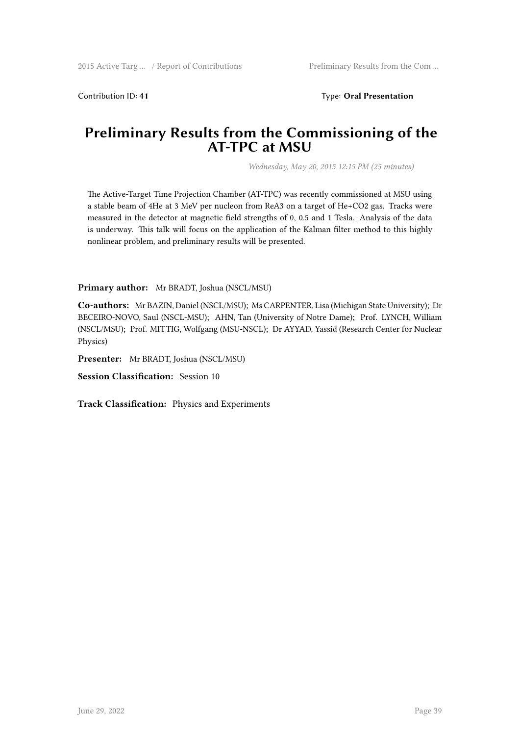Contribution ID: **41**

Type: **Oral Presentation**

# Preliminary Results from the Commissioning of the AT-TPC at MSU

*Wednesday, May 20, 2015 12:15 PM (25 minutes)*

The Active-Target Time Projection Chamber (AT-TPC) was recently commissioned at MSU using a stable beam of 4He at 3 MeV per nucleon from ReA3 on a target of He+CO2 gas. Tracks were measured in the detector at magnetic field strengths of 0, 0.5 and 1 Tesla. Analysis of the data is underway. This talk will focus on the application of the Kalman filter method to this highly nonlinear problem, and preliminary results will be presented.

**Primary author:** Mr BRADT, Joshua (NSCL/MSU)

**Co-authors:** Mr BAZIN, Daniel (NSCL/MSU); Ms CARPENTER, Lisa (Michigan State University); Dr BECEIRO-NOVO, Saul (NSCL-MSU); AHN, Tan (University of Notre Dame); Prof. LYNCH, William (NSCL/MSU); Prof. MITTIG, Wolfgang (MSU-NSCL); Dr AYYAD, Yassid (Research Center for Nuclear Physics)

**Presenter:** Mr BRADT, Joshua (NSCL/MSU)

**Session Classification:** Session 10

**Track Classification:** Physics and Experiments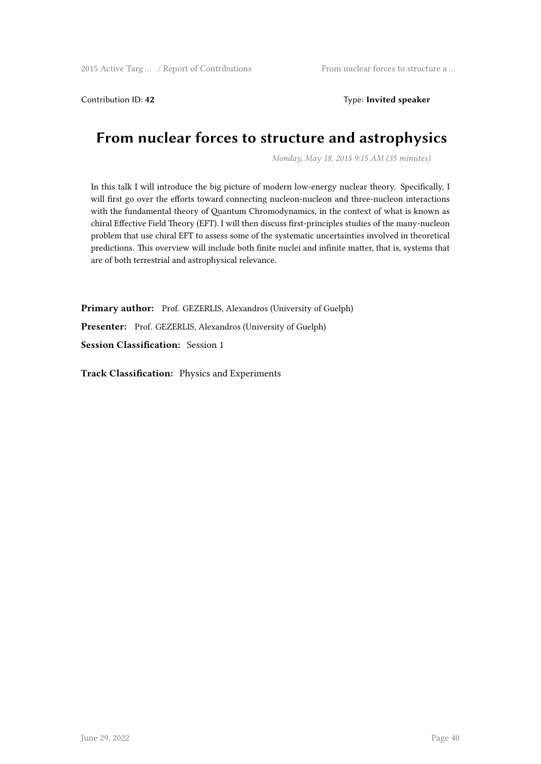Contribution ID: **42** Type: **Invited speaker**

# From nuclear forces to structure and astrophysics

*Monday, May 18, 2015 9:15 AM (35 minutes)*

In this talk I will introduce the big picture of modern low-energy nuclear theory. Specifically, I will first go over the efforts toward connecting nucleon-nucleon and three-nucleon interactions with the fundamental theory of Quantum Chromodynamics, in the context of what is known as chiral Effective Field Theory (EFT). I will then discuss first-principles studies of the many-nucleon problem that use chiral EFT to assess some of the systematic uncertainties involved in theoretical predictions. This overview will include both finite nuclei and infinite matter, that is, systems that are of both terrestrial and astrophysical relevance.

**Primary author:** Prof. GEZERLIS, Alexandros (University of Guelph)

**Presenter:** Prof. GEZERLIS, Alexandros (University of Guelph)

**Session Classification:** Session 1

**Track Classification:** Physics and Experiments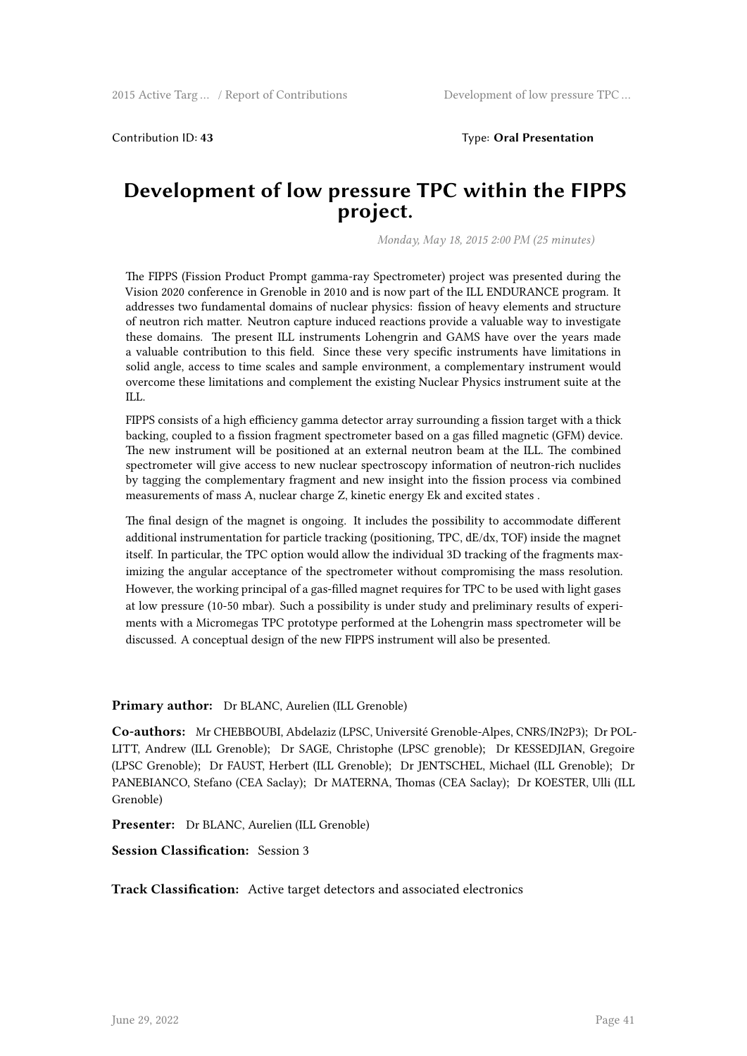Contribution ID: **43** Type: **Oral Presentation**

# Development of low pressure TPC within the FIPPS project.

*Monday, May 18, 2015 2:00 PM (25 minutes)*

The FIPPS (Fission Product Prompt gamma-ray Spectrometer) project was presented during the Vision 2020 conference in Grenoble in 2010 and is now part of the ILL ENDURANCE program. It addresses two fundamental domains of nuclear physics: fission of heavy elements and structure of neutron rich matter. Neutron capture induced reactions provide a valuable way to investigate these domains. The present ILL instruments Lohengrin and GAMS have over the years made a valuable contribution to this field. Since these very specific instruments have limitations in solid angle, access to time scales and sample environment, a complementary instrument would overcome these limitations and complement the existing Nuclear Physics instrument suite at the ILL.

FIPPS consists of a high efficiency gamma detector array surrounding a fission target with a thick backing, coupled to a fission fragment spectrometer based on a gas filled magnetic (GFM) device. The new instrument will be positioned at an external neutron beam at the ILL. The combined spectrometer will give access to new nuclear spectroscopy information of neutron-rich nuclides by tagging the complementary fragment and new insight into the fission process via combined measurements of mass A, nuclear charge Z, kinetic energy Ek and excited states .

The final design of the magnet is ongoing. It includes the possibility to accommodate different additional instrumentation for particle tracking (positioning, TPC, dE/dx, TOF) inside the magnet itself. In particular, the TPC option would allow the individual 3D tracking of the fragments maximizing the angular acceptance of the spectrometer without compromising the mass resolution. However, the working principal of a gas-filled magnet requires for TPC to be used with light gases at low pressure (10-50 mbar). Such a possibility is under study and preliminary results of experiments with a Micromegas TPC prototype performed at the Lohengrin mass spectrometer will be discussed. A conceptual design of the new FIPPS instrument will also be presented.

**Primary author:** Dr BLANC, Aurelien (ILL Grenoble)

**Co-authors:** Mr CHEBBOUBI, Abdelaziz (LPSC, Université Grenoble-Alpes, CNRS/IN2P3); Dr POLLITT, Andrew (ILL Grenoble); Dr SAGE, Christophe (LPSC grenoble); Dr KESSEDJIAN, Gregoire (LPSC Grenoble); Dr FAUST, Herbert (ILL Grenoble); Dr JENTSCHEL, Michael (ILL Grenoble); Dr PANEBIANCO, Stefano (CEA Saclay); Dr MATERNA, Thomas (CEA Saclay); Dr KOESTER, Ulli (ILL Grenoble)

**Presenter:** Dr BLANC, Aurelien (ILL Grenoble)

**Session Classification:** Session 3

**Track Classification:** Active target detectors and associated electronics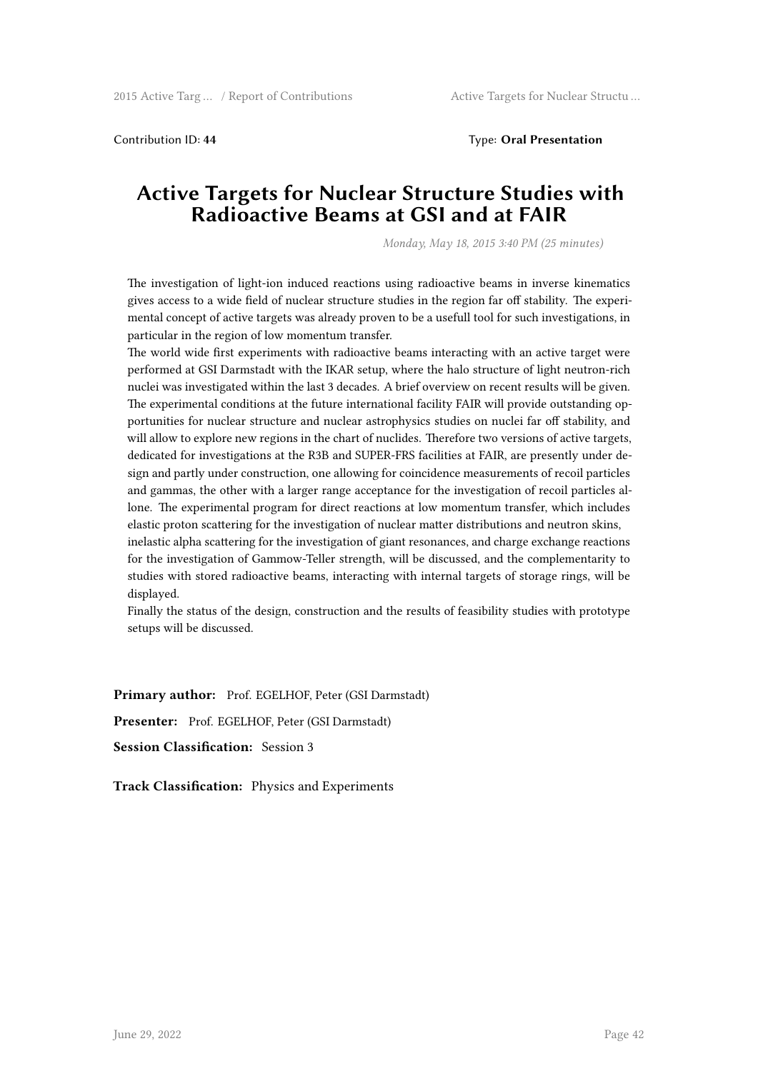Contribution ID: **44** Type: **Oral Presentation**

# Active Targets for Nuclear Structure Studies with Radioactive Beams at GSI and at FAIR

*Monday, May 18, 2015 3:40 PM (25 minutes)*

The investigation of light-ion induced reactions using radioactive beams in inverse kinematics gives access to a wide field of nuclear structure studies in the region far off stability. The experimental concept of active targets was already proven to be a usefull tool for such investigations, in particular in the region of low momentum transfer.
The world wide first experiments with radioactive beams interacting with an active target were performed at GSI Darmstadt with the IKAR setup, where the halo structure of light neutron-rich nuclei was investigated within the last 3 decades. A brief overview on recent results will be given. The experimental conditions at the future international facility FAIR will provide outstanding opportunities for nuclear structure and nuclear astrophysics studies on nuclei far off stability, and will allow to explore new regions in the chart of nuclides. Therefore two versions of active targets, dedicated for investigations at the R3B and SUPER-FRS facilities at FAIR, are presently under design and partly under construction, one allowing for coincidence measurements of recoil particles and gammas, the other with a larger range acceptance for the investigation of recoil particles allone. The experimental program for direct reactions at low momentum transfer, which includes elastic proton scattering for the investigation of nuclear matter distributions and neutron skins,
inelastic alpha scattering for the investigation of giant resonances, and charge exchange reactions for the investigation of Gammow-Teller strength, will be discussed, and the complementarity to studies with stored radioactive beams, interacting with internal targets of storage rings, will be displayed.
Finally the status of the design, construction and the results of feasibility studies with prototype setups will be discussed.

**Primary author:** Prof. EGELHOF, Peter (GSI Darmstadt)

**Presenter:** Prof. EGELHOF, Peter (GSI Darmstadt)

**Session Classification:** Session 3

**Track Classification:** Physics and Experiments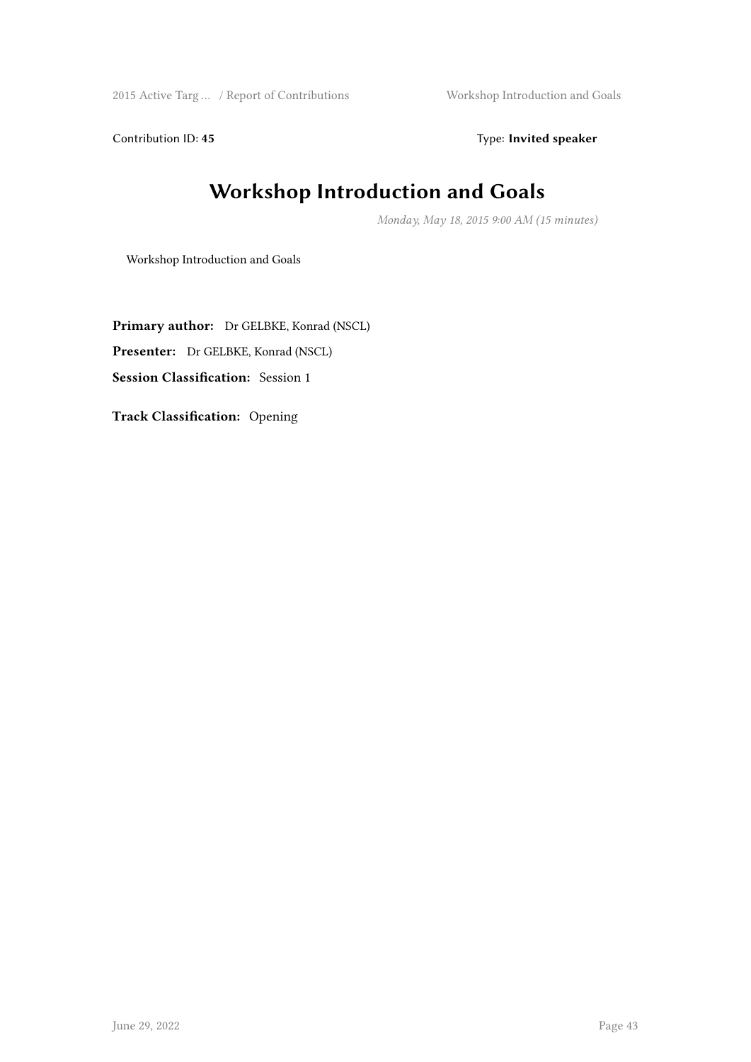Contribution ID: **45** Type: **Invited speaker**

# Workshop Introduction and Goals

*Monday, May 18, 2015 9:00 AM (15 minutes)*

Workshop Introduction and Goals

**Primary author:** Dr GELBKE, Konrad (NSCL)

**Presenter:** Dr GELBKE, Konrad (NSCL)

**Session Classification:** Session 1

**Track Classification:** Opening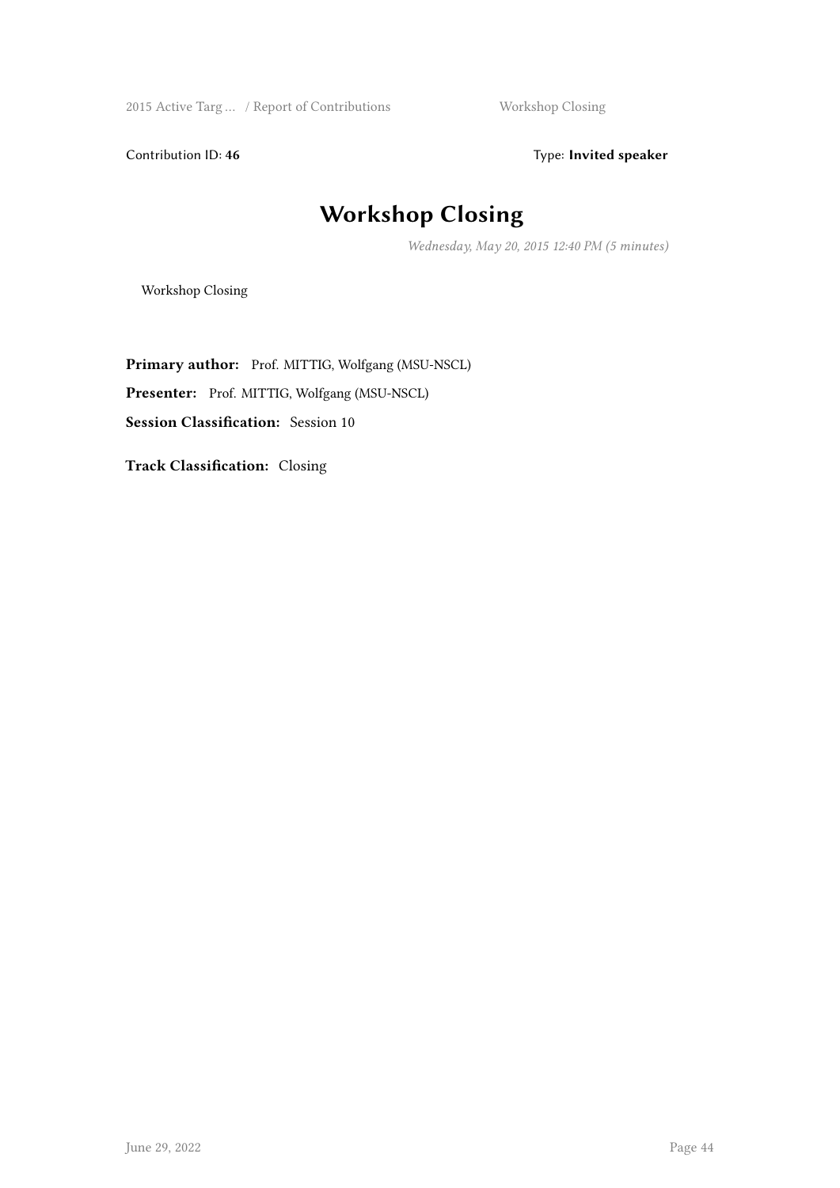Contribution ID: **46** Type: **Invited speaker**

# Workshop Closing

*Wednesday, May 20, 2015 12:40 PM (5 minutes)*

Workshop Closing

**Primary author:** Prof. MITTIG, Wolfgang (MSU-NSCL)

**Presenter:** Prof. MITTIG, Wolfgang (MSU-NSCL)

**Session Classification:** Session 10

**Track Classification:** Closing